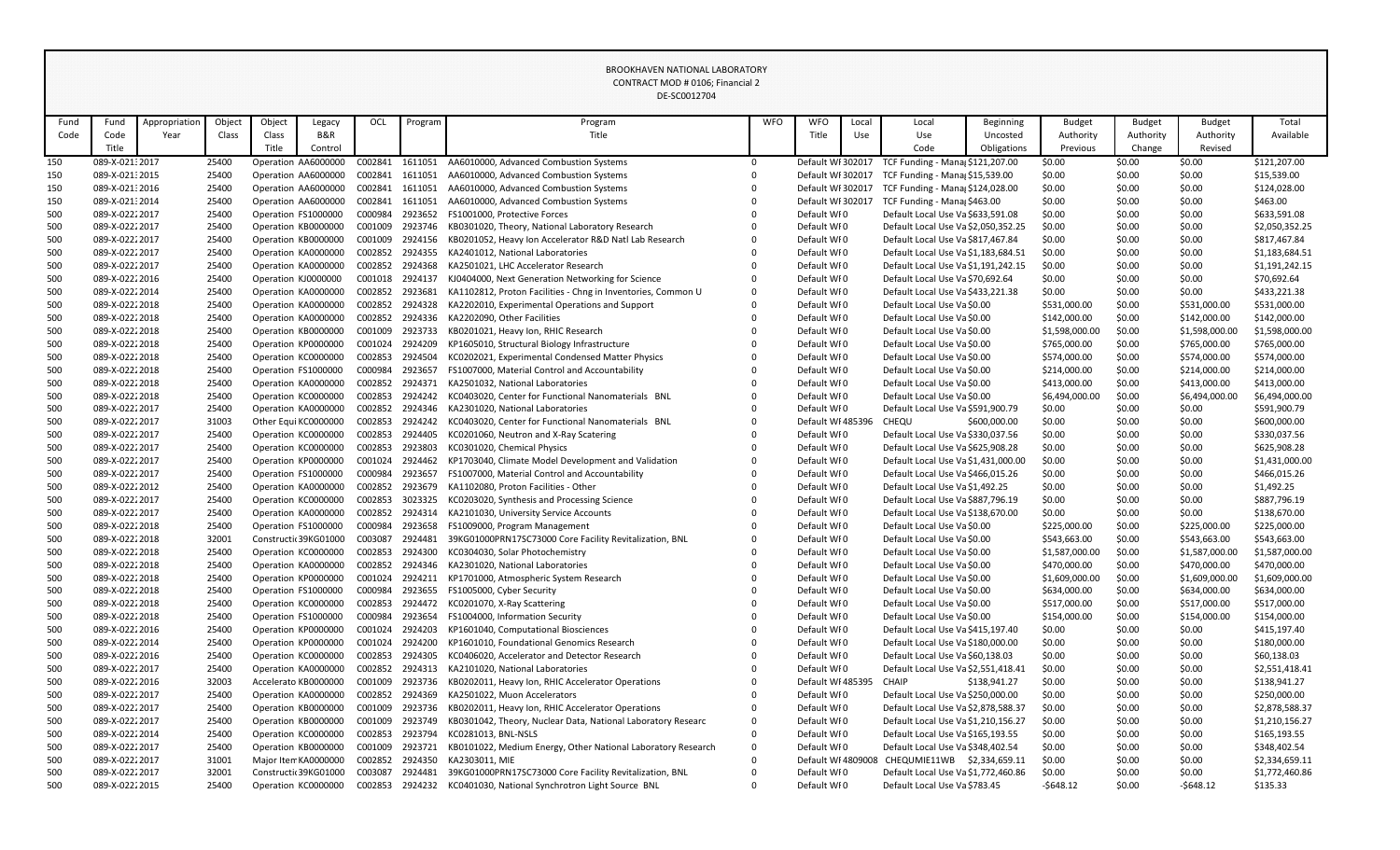BROOKHAVEN NATIONAL LABORATORY
CONTRACT MOD # 0106; Financial 2
DE-SC0012704

| Fund Code | Fund Code Title | Appropriation Year | Object Class | Object Class Title | Legacy B&R Control | OCL | Program | Program Title | WFO | WFO Title | Local Use | Local Use Code | Beginning Uncosted Obligations | Budget Authority Previous | Budget Authority Change | Budget Authority Revised | Total Available |
|---|---|---|---|---|---|---|---|---|---|---|---|---|---|---|---|---|---|
| 150 | 089-X-0213 | 2017 | 25400 | Operation | AA6000000 | C002841 | 1611051 | AA6010000, Advanced Combustion Systems | 0 | Default WF | 302017 | TCF Funding - Manag | $121,207.00 | $0.00 | $0.00 | $0.00 | $121,207.00 |
| 150 | 089-X-0213 | 2015 | 25400 | Operation | AA6000000 | C002841 | 1611051 | AA6010000, Advanced Combustion Systems | 0 | Default WF | 302017 | TCF Funding - Manag | $15,539.00 | $0.00 | $0.00 | $0.00 | $15,539.00 |
| 150 | 089-X-0213 | 2016 | 25400 | Operation | AA6000000 | C002841 | 1611051 | AA6010000, Advanced Combustion Systems | 0 | Default WF | 302017 | TCF Funding - Manag | $124,028.00 | $0.00 | $0.00 | $0.00 | $124,028.00 |
| 150 | 089-X-0213 | 2014 | 25400 | Operation | AA6000000 | C002841 | 1611051 | AA6010000, Advanced Combustion Systems | 0 | Default WF | 302017 | TCF Funding - Manag | $463.00 | $0.00 | $0.00 | $0.00 | $463.00 |
| 500 | 089-X-0222 | 2017 | 25400 | Operation | FS1000000 | C000984 | 2923652 | FS1001000, Protective Forces | 0 | Default WF | 0 | Default Local Use Va | $633,591.08 | $0.00 | $0.00 | $0.00 | $633,591.08 |
| 500 | 089-X-0222 | 2017 | 25400 | Operation | KB0000000 | C001009 | 2923746 | KB0301020, Theory, National Laboratory Research | 0 | Default WF | 0 | Default Local Use Va | $2,050,352.25 | $0.00 | $0.00 | $0.00 | $2,050,352.25 |
| 500 | 089-X-0222 | 2017 | 25400 | Operation | KB0000000 | C001009 | 2924156 | KB0201052, Heavy Ion Accelerator R&D Natl Lab Research | 0 | Default WF | 0 | Default Local Use Va | $817,467.84 | $0.00 | $0.00 | $0.00 | $817,467.84 |
| 500 | 089-X-0222 | 2017 | 25400 | Operation | KA0000000 | C002852 | 2924355 | KA2401012, National Laboratories | 0 | Default WF | 0 | Default Local Use Va | $1,183,684.51 | $0.00 | $0.00 | $0.00 | $1,183,684.51 |
| 500 | 089-X-0222 | 2017 | 25400 | Operation | KA0000000 | C002852 | 2924368 | KA2501021, LHC Accelerator Research | 0 | Default WF | 0 | Default Local Use Va | $1,191,242.15 | $0.00 | $0.00 | $0.00 | $1,191,242.15 |
| 500 | 089-X-0222 | 2016 | 25400 | Operation | KJ0000000 | C001018 | 2924137 | KJ0404000, Next Generation Networking for Science | 0 | Default WF | 0 | Default Local Use Va | $70,692.64 | $0.00 | $0.00 | $0.00 | $70,692.64 |
| 500 | 089-X-0222 | 2014 | 25400 | Operation | KA0000000 | C002852 | 2923681 | KA1102812, Proton Facilities - Chng in Inventories, Common U | 0 | Default WF | 0 | Default Local Use Va | $433,221.38 | $0.00 | $0.00 | $0.00 | $433,221.38 |
| 500 | 089-X-0222 | 2018 | 25400 | Operation | KA0000000 | C002852 | 2924328 | KA2202010, Experimental Operations and Support | 0 | Default WF | 0 | Default Local Use Va | $0.00 | $531,000.00 | $0.00 | $531,000.00 | $531,000.00 |
| 500 | 089-X-0222 | 2018 | 25400 | Operation | KA0000000 | C002852 | 2924336 | KA2202090, Other Facilities | 0 | Default WF | 0 | Default Local Use Va | $0.00 | $142,000.00 | $0.00 | $142,000.00 | $142,000.00 |
| 500 | 089-X-0222 | 2018 | 25400 | Operation | KB0000000 | C001009 | 2923733 | KB0201021, Heavy Ion, RHIC Research | 0 | Default WF | 0 | Default Local Use Va | $0.00 | $1,598,000.00 | $0.00 | $1,598,000.00 | $1,598,000.00 |
| 500 | 089-X-0222 | 2018 | 25400 | Operation | KP0000000 | C001024 | 2924209 | KP1605010, Structural Biology Infrastructure | 0 | Default WF | 0 | Default Local Use Va | $0.00 | $765,000.00 | $0.00 | $765,000.00 | $765,000.00 |
| 500 | 089-X-0222 | 2018 | 25400 | Operation | KC0000000 | C002853 | 2924504 | KC0202021, Experimental Condensed Matter Physics | 0 | Default WF | 0 | Default Local Use Va | $0.00 | $574,000.00 | $0.00 | $574,000.00 | $574,000.00 |
| 500 | 089-X-0222 | 2018 | 25400 | Operation | FS1000000 | C000984 | 2923657 | FS1007000, Material Control and Accountability | 0 | Default WF | 0 | Default Local Use Va | $0.00 | $214,000.00 | $0.00 | $214,000.00 | $214,000.00 |
| 500 | 089-X-0222 | 2018 | 25400 | Operation | KA0000000 | C002852 | 2924371 | KA2501032, National Laboratories | 0 | Default WF | 0 | Default Local Use Va | $0.00 | $413,000.00 | $0.00 | $413,000.00 | $413,000.00 |
| 500 | 089-X-0222 | 2018 | 25400 | Operation | KC0000000 | C002853 | 2924242 | KC0403020, Center for Functional Nanomaterials BNL | 0 | Default WF | 0 | Default Local Use Va | $0.00 | $6,494,000.00 | $0.00 | $6,494,000.00 | $6,494,000.00 |
| 500 | 089-X-0222 | 2017 | 25400 | Operation | KA0000000 | C002852 | 2924346 | KA2301020, National Laboratories | 0 | Default WF | 0 | Default Local Use Va | $591,900.79 | $0.00 | $0.00 | $0.00 | $591,900.79 |
| 500 | 089-X-0222 | 2017 | 31003 | Other Equi | KC0000000 | C002853 | 2924242 | KC0403020, Center for Functional Nanomaterials BNL | 0 | Default WF | 485396 | CHEQU | $600,000.00 | $0.00 | $0.00 | $0.00 | $600,000.00 |
| 500 | 089-X-0222 | 2017 | 25400 | Operation | KC0000000 | C002853 | 2924405 | KC0201060, Neutron and X-Ray Scatering | 0 | Default WF | 0 | Default Local Use Va | $330,037.56 | $0.00 | $0.00 | $0.00 | $330,037.56 |
| 500 | 089-X-0222 | 2017 | 25400 | Operation | KC0000000 | C002853 | 2923803 | KC0301020, Chemical Physics | 0 | Default WF | 0 | Default Local Use Va | $625,908.28 | $0.00 | $0.00 | $0.00 | $625,908.28 |
| 500 | 089-X-0222 | 2017 | 25400 | Operation | KP0000000 | C001024 | 2924462 | KP1703040, Climate Model Development and Validation | 0 | Default WF | 0 | Default Local Use Va | $1,431,000.00 | $0.00 | $0.00 | $0.00 | $1,431,000.00 |
| 500 | 089-X-0222 | 2017 | 25400 | Operation | FS1000000 | C000984 | 2923657 | FS1007000, Material Control and Accountability | 0 | Default WF | 0 | Default Local Use Va | $466,015.26 | $0.00 | $0.00 | $0.00 | $466,015.26 |
| 500 | 089-X-0222 | 2012 | 25400 | Operation | KA0000000 | C002852 | 2923679 | KA1102080, Proton Facilities - Other | 0 | Default WF | 0 | Default Local Use Va | $1,492.25 | $0.00 | $0.00 | $0.00 | $1,492.25 |
| 500 | 089-X-0222 | 2017 | 25400 | Operation | KC0000000 | C002853 | 3023325 | KC0203020, Synthesis and Processing Science | 0 | Default WF | 0 | Default Local Use Va | $887,796.19 | $0.00 | $0.00 | $0.00 | $887,796.19 |
| 500 | 089-X-0222 | 2017 | 25400 | Operation | KA0000000 | C002852 | 2924314 | KA2101030, University Service Accounts | 0 | Default WF | 0 | Default Local Use Va | $138,670.00 | $0.00 | $0.00 | $0.00 | $138,670.00 |
| 500 | 089-X-0222 | 2018 | 25400 | Operation | FS1000000 | C000984 | 2923658 | FS1009000, Program Management | 0 | Default WF | 0 | Default Local Use Va | $0.00 | $225,000.00 | $0.00 | $225,000.00 | $225,000.00 |
| 500 | 089-X-0222 | 2018 | 32001 | Constructi | 39KG01000 | C003087 | 2924481 | 39KG01000PRN17SC73000 Core Facility Revitalization, BNL | 0 | Default WF | 0 | Default Local Use Va | $0.00 | $543,663.00 | $0.00 | $543,663.00 | $543,663.00 |
| 500 | 089-X-0222 | 2018 | 25400 | Operation | KC0000000 | C002853 | 2924300 | KC0304030, Solar Photochemistry | 0 | Default WF | 0 | Default Local Use Va | $0.00 | $1,587,000.00 | $0.00 | $1,587,000.00 | $1,587,000.00 |
| 500 | 089-X-0222 | 2018 | 25400 | Operation | KA0000000 | C002852 | 2924346 | KA2301020, National Laboratories | 0 | Default WF | 0 | Default Local Use Va | $0.00 | $470,000.00 | $0.00 | $470,000.00 | $470,000.00 |
| 500 | 089-X-0222 | 2018 | 25400 | Operation | KP0000000 | C001024 | 2924211 | KP1701000, Atmospheric System Research | 0 | Default WF | 0 | Default Local Use Va | $0.00 | $1,609,000.00 | $0.00 | $1,609,000.00 | $1,609,000.00 |
| 500 | 089-X-0222 | 2018 | 25400 | Operation | FS1000000 | C000984 | 2923655 | FS1005000, Cyber Security | 0 | Default WF | 0 | Default Local Use Va | $0.00 | $634,000.00 | $0.00 | $634,000.00 | $634,000.00 |
| 500 | 089-X-0222 | 2018 | 25400 | Operation | KC0000000 | C002853 | 2924472 | KC0201070, X-Ray Scattering | 0 | Default WF | 0 | Default Local Use Va | $0.00 | $517,000.00 | $0.00 | $517,000.00 | $517,000.00 |
| 500 | 089-X-0222 | 2018 | 25400 | Operation | FS1000000 | C000984 | 2923654 | FS1004000, Information Security | 0 | Default WF | 0 | Default Local Use Va | $0.00 | $154,000.00 | $0.00 | $154,000.00 | $154,000.00 |
| 500 | 089-X-0222 | 2016 | 25400 | Operation | KP0000000 | C001024 | 2924203 | KP1601040, Computational Biosciences | 0 | Default WF | 0 | Default Local Use Va | $415,197.40 | $0.00 | $0.00 | $0.00 | $415,197.40 |
| 500 | 089-X-0222 | 2014 | 25400 | Operation | KP0000000 | C001024 | 2924200 | KP1601010, Foundational Genomics Research | 0 | Default WF | 0 | Default Local Use Va | $180,000.00 | $0.00 | $0.00 | $0.00 | $180,000.00 |
| 500 | 089-X-0222 | 2016 | 25400 | Operation | KC0000000 | C002853 | 2924305 | KC0406020, Accelerator and Detector Research | 0 | Default WF | 0 | Default Local Use Va | $60,138.03 | $0.00 | $0.00 | $0.00 | $60,138.03 |
| 500 | 089-X-0222 | 2017 | 25400 | Operation | KA0000000 | C002852 | 2924313 | KA2101020, National Laboratories | 0 | Default WF | 0 | Default Local Use Va | $2,551,418.41 | $0.00 | $0.00 | $0.00 | $2,551,418.41 |
| 500 | 089-X-0222 | 2016 | 32003 | Accelerato | KB0000000 | C001009 | 2923736 | KB0202011, Heavy Ion, RHIC Accelerator Operations | 0 | Default WF | 485395 | CHAIP | $138,941.27 | $0.00 | $0.00 | $0.00 | $138,941.27 |
| 500 | 089-X-0222 | 2017 | 25400 | Operation | KA0000000 | C002852 | 2924369 | KA2501022, Muon Accelerators | 0 | Default WF | 0 | Default Local Use Va | $250,000.00 | $0.00 | $0.00 | $0.00 | $250,000.00 |
| 500 | 089-X-0222 | 2017 | 25400 | Operation | KB0000000 | C001009 | 2923736 | KB0202011, Heavy Ion, RHIC Accelerator Operations | 0 | Default WF | 0 | Default Local Use Va | $2,878,588.37 | $0.00 | $0.00 | $0.00 | $2,878,588.37 |
| 500 | 089-X-0222 | 2017 | 25400 | Operation | KB0000000 | C001009 | 2923749 | KB0301042, Theory, Nuclear Data, National Laboratory Researc | 0 | Default WF | 0 | Default Local Use Va | $1,210,156.27 | $0.00 | $0.00 | $0.00 | $1,210,156.27 |
| 500 | 089-X-0222 | 2014 | 25400 | Operation | KC0000000 | C002853 | 2923794 | KC0281013, BNL-NSLS | 0 | Default WF | 0 | Default Local Use Va | $165,193.55 | $0.00 | $0.00 | $0.00 | $165,193.55 |
| 500 | 089-X-0222 | 2017 | 25400 | Operation | KB0000000 | C001009 | 2923721 | KB0101022, Medium Energy, Other National Laboratory Research | 0 | Default WF | 0 | Default Local Use Va | $348,402.54 | $0.00 | $0.00 | $0.00 | $348,402.54 |
| 500 | 089-X-0222 | 2017 | 31001 | Major Item | KA0000000 | C002852 | 2924350 | KA2303011, MIE | 0 | Default WF | 4809008 | CHEQUMIE11WB | $2,334,659.11 | $0.00 | $0.00 | $0.00 | $2,334,659.11 |
| 500 | 089-X-0222 | 2017 | 32001 | Constructi | 39KG01000 | C003087 | 2924481 | 39KG01000PRN17SC73000 Core Facility Revitalization, BNL | 0 | Default WF | 0 | Default Local Use Va | $1,772,460.86 | $0.00 | $0.00 | $0.00 | $1,772,460.86 |
| 500 | 089-X-0222 | 2015 | 25400 | Operation | KC0000000 | C002853 | 2924232 | KC0401030, National Synchrotron Light Source BNL | 0 | Default WF | 0 | Default Local Use Va | $783.45 | -$648.12 | $0.00 | -$648.12 | $135.33 |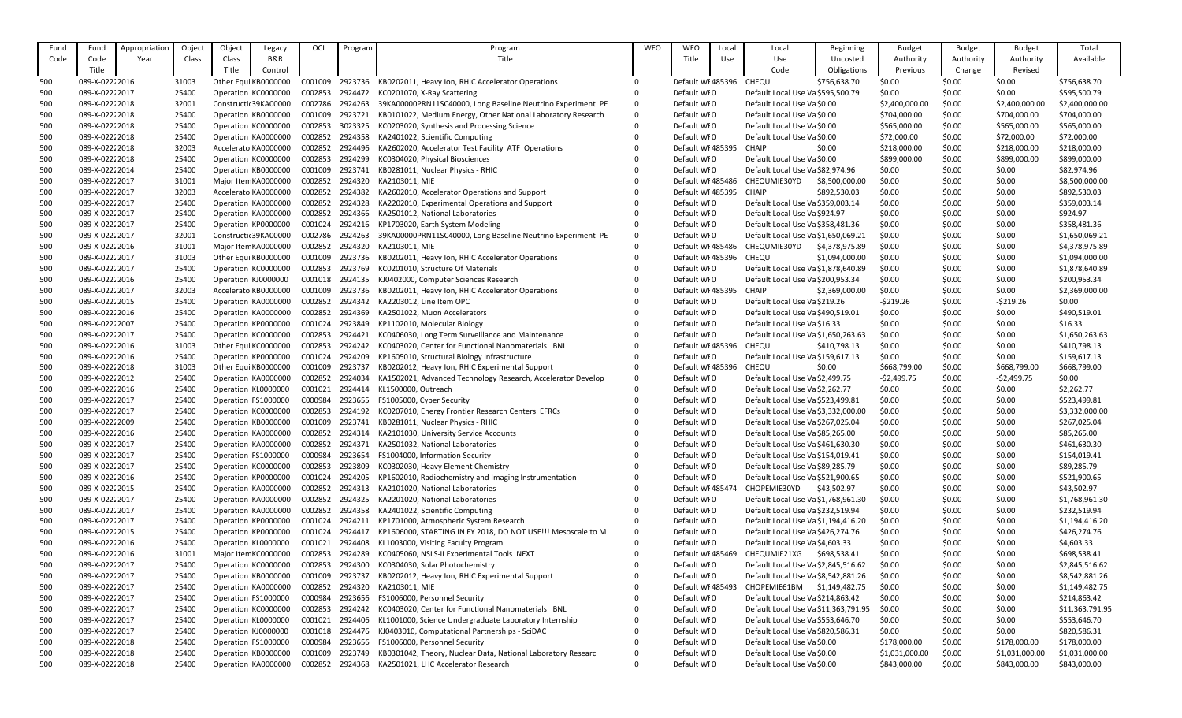| Fund Code | Fund Code Title | Appropriation Year | Object Class | Object Class Title | Legacy B&R Control | OCL | Program | Program Title | WFO | WFO Title | Local Use | Local Use Code | Beginning Uncosted Obligations | Budget Authority Previous | Budget Authority Change | Budget Authority Revised | Total Available |
|---|---|---|---|---|---|---|---|---|---|---|---|---|---|---|---|---|---|
| 500 | 089-X-0222 | 2016 | 31003 | Other Equi | KB0000000 | C001009 | 2923736 | KB0202011, Heavy Ion, RHIC Accelerator Operations | 0 | Default WI | 485396 | CHEQU | $756,638.70 | $0.00 | $0.00 | $0.00 | $756,638.70 |
| 500 | 089-X-0222 | 2018 | 25400 | Operation | KC0000000 | C002853 | 2924472 | KC0201070, X-Ray Scattering | 0 | Default WI | 0 | Default Local Use Va | $595,500.79 | $0.00 | $0.00 | $0.00 | $595,500.79 |
| 500 | 089-X-0222 | 2018 | 32001 | Constructi | 39KA0000 | C002786 | 2924263 | 39KA00000PRN11SC40000, Long Baseline Neutrino Experiment PE | 0 | Default WI | 0 | Default Local Use Va | $0.00 | $2,400,000.00 | $0.00 | $2,400,000.00 | $2,400,000.00 |
| 500 | 089-X-0222 | 2018 | 25400 | Operation | KB0000000 | C001009 | 2923721 | KB0101022, Medium Energy, Other National Laboratory Research | 0 | Default WI | 0 | Default Local Use Va | $0.00 | $704,000.00 | $0.00 | $704,000.00 | $704,000.00 |
| 500 | 089-X-0222 | 2018 | 25400 | Operation | KC0000000 | C002853 | 3023325 | KC0203020, Synthesis and Processing Science | 0 | Default WI | 0 | Default Local Use Va | $0.00 | $565,000.00 | $0.00 | $565,000.00 | $565,000.00 |
| 500 | 089-X-0222 | 2018 | 25400 | Operation | KA0000000 | C002852 | 2924358 | KA2401022, Scientific Computing | 0 | Default WI | 0 | Default Local Use Va | $0.00 | $72,000.00 | $0.00 | $72,000.00 | $72,000.00 |
| 500 | 089-X-0222 | 2018 | 32003 | Accelerato | KA0000000 | C002852 | 2924496 | KA2602020, Accelerator Test Facility ATF Operations | 0 | Default WI | 485395 | CHAIP | $0.00 | $218,000.00 | $0.00 | $218,000.00 | $218,000.00 |
| 500 | 089-X-0222 | 2018 | 25400 | Operation | KC0000000 | C002853 | 2924299 | KC0304020, Physical Biosciences | 0 | Default WI | 0 | Default Local Use Va | $0.00 | $899,000.00 | $0.00 | $899,000.00 | $899,000.00 |
| 500 | 089-X-0222 | 2014 | 25400 | Operation | KB0000000 | C001009 | 2923741 | KB0281011, Nuclear Physics - RHIC | 0 | Default WI | 0 | Default Local Use Va | $82,974.96 | $0.00 | $0.00 | $0.00 | $82,974.96 |
| 500 | 089-X-0222 | 2017 | 31001 | Major Item | KA0000000 | C002852 | 2924320 | KA2103011, MIE | 0 | Default WI | 485486 | CHEQUMIE30YD | $8,500,000.00 | $0.00 | $0.00 | $0.00 | $8,500,000.00 |
| 500 | 089-X-0222 | 2017 | 32003 | Accelerato | KA0000000 | C002852 | 2924382 | KA2602010, Accelerator Operations and Support | 0 | Default WI | 485395 | CHAIP | $892,530.03 | $0.00 | $0.00 | $0.00 | $892,530.03 |
| 500 | 089-X-0222 | 2017 | 25400 | Operation | KA0000000 | C002852 | 2924328 | KA2202010, Experimental Operations and Support | 0 | Default WI | 0 | Default Local Use Va | $359,003.14 | $0.00 | $0.00 | $0.00 | $359,003.14 |
| 500 | 089-X-0222 | 2017 | 25400 | Operation | KA0000000 | C002852 | 2924366 | KA2501012, National Laboratories | 0 | Default WI | 0 | Default Local Use Va | $924.97 | $0.00 | $0.00 | $0.00 | $924.97 |
| 500 | 089-X-0222 | 2017 | 25400 | Operation | KP0000000 | C001024 | 2924216 | KP1703020, Earth System Modeling | 0 | Default WI | 0 | Default Local Use Va | $358,481.36 | $0.00 | $0.00 | $0.00 | $358,481.36 |
| 500 | 089-X-0222 | 2017 | 32001 | Constructi | 39KA0000 | C002786 | 2924263 | 39KA00000PRN11SC40000, Long Baseline Neutrino Experiment PE | 0 | Default WI | 0 | Default Local Use Va | $1,650,069.21 | $0.00 | $0.00 | $0.00 | $1,650,069.21 |
| 500 | 089-X-0222 | 2016 | 31001 | Major Item | KA0000000 | C002852 | 2924320 | KA2103011, MIE | 0 | Default WI | 485486 | CHEQUMIE30YD | $4,378,975.89 | $0.00 | $0.00 | $0.00 | $4,378,975.89 |
| 500 | 089-X-0222 | 2017 | 31003 | Other Equi | KB0000000 | C001009 | 2923736 | KB0202011, Heavy Ion, RHIC Accelerator Operations | 0 | Default WI | 485396 | CHEQU | $1,094,000.00 | $0.00 | $0.00 | $0.00 | $1,094,000.00 |
| 500 | 089-X-0222 | 2017 | 25400 | Operation | KC0000000 | C002853 | 2923769 | KC0201010, Structure Of Materials | 0 | Default WI | 0 | Default Local Use Va | $1,878,640.89 | $0.00 | $0.00 | $0.00 | $1,878,640.89 |
| 500 | 089-X-0222 | 2016 | 25400 | Operation | KJ0000000 | C001018 | 2924135 | KJ0402000, Computer Sciences Research | 0 | Default WI | 0 | Default Local Use Va | $200,953.34 | $0.00 | $0.00 | $0.00 | $200,953.34 |
| 500 | 089-X-0222 | 2017 | 32003 | Accelerato | KB0000000 | C001009 | 2923736 | KB0202011, Heavy Ion, RHIC Accelerator Operations | 0 | Default WI | 485395 | CHAIP | $2,369,000.00 | $0.00 | $0.00 | $0.00 | $2,369,000.00 |
| 500 | 089-X-0222 | 2015 | 25400 | Operation | KA0000000 | C002852 | 2924342 | KA2203012, Line Item OPC | 0 | Default WI | 0 | Default Local Use Va | $219.26 | -$219.26 | $0.00 | -$219.26 | $0.00 |
| 500 | 089-X-0222 | 2016 | 25400 | Operation | KA0000000 | C002852 | 2924369 | KA2501022, Muon Accelerators | 0 | Default WI | 0 | Default Local Use Va | $490,519.01 | $0.00 | $0.00 | $0.00 | $490,519.01 |
| 500 | 089-X-0222 | 2007 | 25400 | Operation | KP0000000 | C001024 | 2923849 | KP1102010, Molecular Biology | 0 | Default WI | 0 | Default Local Use Va | $16.33 | $0.00 | $0.00 | $0.00 | $16.33 |
| 500 | 089-X-0222 | 2017 | 25400 | Operation | KC0000000 | C002853 | 2924421 | KC0406030, Long Term Surveillance and Maintenance | 0 | Default WI | 0 | Default Local Use Va | $1,650,263.63 | $0.00 | $0.00 | $0.00 | $1,650,263.63 |
| 500 | 089-X-0222 | 2016 | 31003 | Other Equi | KC0000000 | C002853 | 2924242 | KC0403020, Center for Functional Nanomaterials BNL | 0 | Default WI | 485396 | CHEQU | $410,798.13 | $0.00 | $0.00 | $0.00 | $410,798.13 |
| 500 | 089-X-0222 | 2016 | 25400 | Operation | KP0000000 | C001024 | 2924209 | KP1605010, Structural Biology Infrastructure | 0 | Default WI | 0 | Default Local Use Va | $159,617.13 | $0.00 | $0.00 | $0.00 | $159,617.13 |
| 500 | 089-X-0222 | 2018 | 31003 | Other Equi | KB0000000 | C001009 | 2923737 | KB0202012, Heavy Ion, RHIC Experimental Support | 0 | Default WI | 485396 | CHEQU | $0.00 | $668,799.00 | $0.00 | $668,799.00 | $668,799.00 |
| 500 | 089-X-0222 | 2012 | 25400 | Operation | KA0000000 | C002852 | 2924034 | KA1502021, Advanced Technology Research, Accelerator Develop | 0 | Default WI | 0 | Default Local Use Va | $2,499.75 | -$2,499.75 | $0.00 | -$2,499.75 | $0.00 |
| 500 | 089-X-0222 | 2016 | 25400 | Operation | KL0000000 | C001021 | 2924414 | KL1500000, Outreach | 0 | Default WI | 0 | Default Local Use Va | $2,262.77 | $0.00 | $0.00 | $0.00 | $2,262.77 |
| 500 | 089-X-0222 | 2017 | 25400 | Operation | FS1000000 | C000984 | 2923655 | FS1005000, Cyber Security | 0 | Default WI | 0 | Default Local Use Va | $523,499.81 | $0.00 | $0.00 | $0.00 | $523,499.81 |
| 500 | 089-X-0222 | 2017 | 25400 | Operation | KC0000000 | C002853 | 2924192 | KC0207010, Energy Frontier Research Centers EFRCs | 0 | Default WI | 0 | Default Local Use Va | $3,332,000.00 | $0.00 | $0.00 | $0.00 | $3,332,000.00 |
| 500 | 089-X-0222 | 2009 | 25400 | Operation | KB0000000 | C001009 | 2923741 | KB0281011, Nuclear Physics - RHIC | 0 | Default WI | 0 | Default Local Use Va | $267,025.04 | $0.00 | $0.00 | $0.00 | $267,025.04 |
| 500 | 089-X-0222 | 2016 | 25400 | Operation | KA0000000 | C002852 | 2924314 | KA2101030, University Service Accounts | 0 | Default WI | 0 | Default Local Use Va | $85,265.00 | $0.00 | $0.00 | $0.00 | $85,265.00 |
| 500 | 089-X-0222 | 2017 | 25400 | Operation | KA0000000 | C002852 | 2924371 | KA2501032, National Laboratories | 0 | Default WI | 0 | Default Local Use Va | $461,630.30 | $0.00 | $0.00 | $0.00 | $461,630.30 |
| 500 | 089-X-0222 | 2017 | 25400 | Operation | FS1000000 | C000984 | 2923654 | FS1004000, Information Security | 0 | Default WI | 0 | Default Local Use Va | $154,019.41 | $0.00 | $0.00 | $0.00 | $154,019.41 |
| 500 | 089-X-0222 | 2017 | 25400 | Operation | KC0000000 | C002853 | 2923809 | KC0302030, Heavy Element Chemistry | 0 | Default WI | 0 | Default Local Use Va | $89,285.79 | $0.00 | $0.00 | $0.00 | $89,285.79 |
| 500 | 089-X-0222 | 2016 | 25400 | Operation | KP0000000 | C001024 | 2924205 | KP1602010, Radiochemistry and Imaging Instrumentation | 0 | Default WI | 0 | Default Local Use Va | $521,900.65 | $0.00 | $0.00 | $0.00 | $521,900.65 |
| 500 | 089-X-0222 | 2015 | 25400 | Operation | KA0000000 | C002852 | 2924313 | KA2101020, National Laboratories | 0 | Default WI | 485474 | CHOPEMIE30YD | $43,502.97 | $0.00 | $0.00 | $0.00 | $43,502.97 |
| 500 | 089-X-0222 | 2017 | 25400 | Operation | KA0000000 | C002852 | 2924325 | KA2201020, National Laboratories | 0 | Default WI | 0 | Default Local Use Va | $1,768,961.30 | $0.00 | $0.00 | $0.00 | $1,768,961.30 |
| 500 | 089-X-0222 | 2017 | 25400 | Operation | KA0000000 | C002852 | 2924358 | KA2401022, Scientific Computing | 0 | Default WI | 0 | Default Local Use Va | $232,519.94 | $0.00 | $0.00 | $0.00 | $232,519.94 |
| 500 | 089-X-0222 | 2017 | 25400 | Operation | KP0000000 | C001024 | 2924211 | KP1701000, Atmospheric System Research | 0 | Default WI | 0 | Default Local Use Va | $1,194,416.20 | $0.00 | $0.00 | $0.00 | $1,194,416.20 |
| 500 | 089-X-0222 | 2015 | 25400 | Operation | KP0000000 | C001024 | 2924417 | KP1606000, STARTING IN FY 2018, DO NOT USE!!! Mesoscale to M | 0 | Default WI | 0 | Default Local Use Va | $426,274.76 | $0.00 | $0.00 | $0.00 | $426,274.76 |
| 500 | 089-X-0222 | 2016 | 25400 | Operation | KL0000000 | C001021 | 2924408 | KL1003000, Visiting Faculty Program | 0 | Default WI | 0 | Default Local Use Va | $4,603.33 | $0.00 | $0.00 | $0.00 | $4,603.33 |
| 500 | 089-X-0222 | 2016 | 31001 | Major Item | KC0000000 | C002853 | 2924289 | KC0405060, NSLS-II Experimental Tools NEXT | 0 | Default WI | 485469 | CHEQUMIE21XG | $698,538.41 | $0.00 | $0.00 | $0.00 | $698,538.41 |
| 500 | 089-X-0222 | 2017 | 25400 | Operation | KC0000000 | C002853 | 2924300 | KC0304030, Solar Photochemistry | 0 | Default WI | 0 | Default Local Use Va | $2,845,516.62 | $0.00 | $0.00 | $0.00 | $2,845,516.62 |
| 500 | 089-X-0222 | 2017 | 25400 | Operation | KB0000000 | C001009 | 2923737 | KB0202012, Heavy Ion, RHIC Experimental Support | 0 | Default WI | 0 | Default Local Use Va | $8,542,881.26 | $0.00 | $0.00 | $0.00 | $8,542,881.26 |
| 500 | 089-X-0222 | 2017 | 25400 | Operation | KA0000000 | C002852 | 2924320 | KA2103011, MIE | 0 | Default WI | 485493 | CHOPEMIE61BM | $1,149,482.75 | $0.00 | $0.00 | $0.00 | $1,149,482.75 |
| 500 | 089-X-0222 | 2017 | 25400 | Operation | FS1000000 | C000984 | 2923656 | FS1006000, Personnel Security | 0 | Default WI | 0 | Default Local Use Va | $214,863.42 | $0.00 | $0.00 | $0.00 | $214,863.42 |
| 500 | 089-X-0222 | 2017 | 25400 | Operation | KC0000000 | C002853 | 2924242 | KC0403020, Center for Functional Nanomaterials BNL | 0 | Default WI | 0 | Default Local Use Va | $11,363,791.95 | $0.00 | $0.00 | $0.00 | $11,363,791.95 |
| 500 | 089-X-0222 | 2017 | 25400 | Operation | KL0000000 | C001021 | 2924406 | KL1001000, Science Undergraduate Laboratory Internship | 0 | Default WI | 0 | Default Local Use Va | $553,646.70 | $0.00 | $0.00 | $0.00 | $553,646.70 |
| 500 | 089-X-0222 | 2017 | 25400 | Operation | KJ0000000 | C001018 | 2924476 | KJ0403010, Computational Partnerships - SciDAC | 0 | Default WI | 0 | Default Local Use Va | $820,586.31 | $0.00 | $0.00 | $0.00 | $820,586.31 |
| 500 | 089-X-0222 | 2018 | 25400 | Operation | FS1000000 | C000984 | 2923656 | FS1006000, Personnel Security | 0 | Default WI | 0 | Default Local Use Va | $0.00 | $178,000.00 | $0.00 | $178,000.00 | $178,000.00 |
| 500 | 089-X-0222 | 2018 | 25400 | Operation | KB0000000 | C001009 | 2923749 | KB0301042, Theory, Nuclear Data, National Laboratory Researc | 0 | Default WI | 0 | Default Local Use Va | $0.00 | $1,031,000.00 | $0.00 | $1,031,000.00 | $1,031,000.00 |
| 500 | 089-X-0222 | 2018 | 25400 | Operation | KA0000000 | C002852 | 2924368 | KA2501021, LHC Accelerator Research | 0 | Default WI | 0 | Default Local Use Va | $0.00 | $843,000.00 | $0.00 | $843,000.00 | $843,000.00 |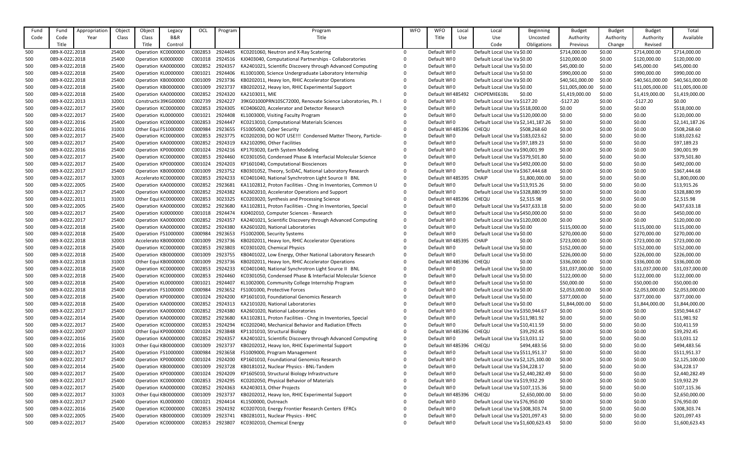| Fund Code | Fund Code Title | Appropriation Year | Object Class | Object Class Title | Legacy B&R Control | OCL | Program | Program Title | WFO | WFO Title | Local Use | Local Use Code | Beginning Uncosted Obligations | Budget Authority Previous | Budget Authority Change | Budget Authority Revised | Total Available |
|---|---|---|---|---|---|---|---|---|---|---|---|---|---|---|---|---|---|
| 500 | 089-X-0222 | 2018 | 25400 | Operation | KC0000000 | C002853 | 2924405 | KC0201060, Neutron and X-Ray Scatering | 0 | Default WF | 0 | Default Local Use Va | $0.00 | $714,000.00 | $0.00 | $714,000.00 | $714,000.00 |
| 500 | 089-X-0222 | 2018 | 25400 | Operation | KJ0000000 | C001018 | 2924516 | KJ0403040, Computational Partnerships - Collaboratories | 0 | Default WF | 0 | Default Local Use Va | $0.00 | $120,000.00 | $0.00 | $120,000.00 | $120,000.00 |
| 500 | 089-X-0222 | 2018 | 25400 | Operation | KA0000000 | C002852 | 2924357 | KA2401021, Scientific Discovery through Advanced Computing | 0 | Default WF | 0 | Default Local Use Va | $0.00 | $45,000.00 | $0.00 | $45,000.00 | $45,000.00 |
| 500 | 089-X-0222 | 2018 | 25400 | Operation | KL0000000 | C001021 | 2924406 | KL1001000, Science Undergraduate Laboratory Internship | 0 | Default WF | 0 | Default Local Use Va | $0.00 | $990,000.00 | $0.00 | $990,000.00 | $990,000.00 |
| 500 | 089-X-0222 | 2018 | 25400 | Operation | KB0000000 | C001009 | 2923736 | KB0202011, Heavy Ion, RHIC Accelerator Operations | 0 | Default WF | 0 | Default Local Use Va | $0.00 | $40,561,000.00 | $0.00 | $40,561,000.00 | $40,561,000.00 |
| 500 | 089-X-0222 | 2018 | 25400 | Operation | KB0000000 | C001009 | 2923737 | KB0202012, Heavy Ion, RHIC Experimental Support | 0 | Default WF | 0 | Default Local Use Va | $0.00 | $11,005,000.00 | $0.00 | $11,005,000.00 | $11,005,000.00 |
| 500 | 089-X-0222 | 2018 | 25400 | Operation | KA0000000 | C002852 | 2924320 | KA2103011, MIE | 0 | Default WF | 485492 | CHOPEMIE61BL | $0.00 | $1,419,000.00 | $0.00 | $1,419,000.00 | $1,419,000.00 |
| 500 | 089-X-0222 | 2013 | 32001 | Constructi | 39KG00000 | C002739 | 2924227 | 39KG01000PRN10SC72000, Renovate Science Laboratories, Ph. I | 0 | Default WF | 0 | Default Local Use Va | $127.20 | -$127.20 | $0.00 | -$127.20 | $0.00 |
| 500 | 089-X-0222 | 2017 | 25400 | Operation | KC0000000 | C002853 | 2924305 | KC0406020, Accelerator and Detector Research | 0 | Default WF | 0 | Default Local Use Va | $518,000.00 | $0.00 | $0.00 | $0.00 | $518,000.00 |
| 500 | 089-X-0222 | 2017 | 25400 | Operation | KL0000000 | C001021 | 2924408 | KL1003000, Visiting Faculty Program | 0 | Default WF | 0 | Default Local Use Va | $120,000.00 | $0.00 | $0.00 | $0.00 | $120,000.00 |
| 500 | 089-X-0222 | 2016 | 25400 | Operation | KC0000000 | C002853 | 2924447 | KC0213010, Computational Materials Sciences | 0 | Default WF | 0 | Default Local Use Va | $2,141,187.26 | $0.00 | $0.00 | $0.00 | $2,141,187.26 |
| 500 | 089-X-0222 | 2016 | 31003 | Other Equi | FS1000000 | C000984 | 2923655 | FS1005000, Cyber Security | 0 | Default WF | 485396 | CHEQU | $508,268.60 | $0.00 | $0.00 | $0.00 | $508,268.60 |
| 500 | 089-X-0222 | 2017 | 25400 | Operation | KC0000000 | C002853 | 2923775 | KC0202030, DO NOT USE!!! Condensed Matter Theory, Particle- | 0 | Default WF | 0 | Default Local Use Va | $183,023.62 | $0.00 | $0.00 | $0.00 | $183,023.62 |
| 500 | 089-X-0222 | 2017 | 25400 | Operation | KA0000000 | C002852 | 2924319 | KA2102090, Other Facilities | 0 | Default WF | 0 | Default Local Use Va | $97,189.23 | $0.00 | $0.00 | $0.00 | $97,189.23 |
| 500 | 089-X-0222 | 2016 | 25400 | Operation | KP0000000 | C001024 | 2924216 | KP1703020, Earth System Modeling | 0 | Default WF | 0 | Default Local Use Va | $90,001.99 | $0.00 | $0.00 | $0.00 | $90,001.99 |
| 500 | 089-X-0222 | 2017 | 25400 | Operation | KC0000000 | C002853 | 2924460 | KC0301050, Condensed Phase & Interfacial Molecular Science | 0 | Default WF | 0 | Default Local Use Va | $379,501.80 | $0.00 | $0.00 | $0.00 | $379,501.80 |
| 500 | 089-X-0222 | 2017 | 25400 | Operation | KP0000000 | C001024 | 2924203 | KP1601040, Computational Biosciences | 0 | Default WF | 0 | Default Local Use Va | $492,000.00 | $0.00 | $0.00 | $0.00 | $492,000.00 |
| 500 | 089-X-0222 | 2017 | 25400 | Operation | KB0000000 | C001009 | 2923752 | KB0301052, Theory, SciDAC, National Laboratory Research | 0 | Default WF | 0 | Default Local Use Va | $367,444.68 | $0.00 | $0.00 | $0.00 | $367,444.68 |
| 500 | 089-X-0222 | 2017 | 32003 | Accelerato | KC0000000 | C002853 | 2924233 | KC0401040, National Synchrotron Light Source II BNL | 0 | Default WF | 485395 | CHAIP | $1,800,000.00 | $0.00 | $0.00 | $0.00 | $1,800,000.00 |
| 500 | 089-X-0222 | 2005 | 25400 | Operation | KA0000000 | C002852 | 2923681 | KA1102812, Proton Facilities - Chng in Inventories, Common U | 0 | Default WF | 0 | Default Local Use Va | $13,915.26 | $0.00 | $0.00 | $0.00 | $13,915.26 |
| 500 | 089-X-0222 | 2017 | 25400 | Operation | KA0000000 | C002852 | 2924382 | KA2602010, Accelerator Operations and Support | 0 | Default WF | 0 | Default Local Use Va | $328,880.99 | $0.00 | $0.00 | $0.00 | $328,880.99 |
| 500 | 089-X-0222 | 2011 | 31003 | Other Equi | KC0000000 | C002853 | 3023325 | KC0203020, Synthesis and Processing Science | 0 | Default WF | 485396 | CHEQU | $2,515.98 | $0.00 | $0.00 | $0.00 | $2,515.98 |
| 500 | 089-X-0222 | 2005 | 25400 | Operation | KA0000000 | C002852 | 2923680 | KA1102811, Proton Facilities - Chng in Inventories, Special | 0 | Default WF | 0 | Default Local Use Va | $437,633.18 | $0.00 | $0.00 | $0.00 | $437,633.18 |
| 500 | 089-X-0222 | 2017 | 25400 | Operation | KJ0000000 | C001018 | 2924474 | KJ0402010, Computer Sciences - Research | 0 | Default WF | 0 | Default Local Use Va | $450,000.00 | $0.00 | $0.00 | $0.00 | $450,000.00 |
| 500 | 089-X-0222 | 2017 | 25400 | Operation | KA0000000 | C002852 | 2924357 | KA2401021, Scientific Discovery through Advanced Computing | 0 | Default WF | 0 | Default Local Use Va | $120,000.00 | $0.00 | $0.00 | $0.00 | $120,000.00 |
| 500 | 089-X-0222 | 2018 | 25400 | Operation | KA0000000 | C002852 | 2924380 | KA2601020, National Laboratories | 0 | Default WF | 0 | Default Local Use Va | $0.00 | $115,000.00 | $0.00 | $115,000.00 | $115,000.00 |
| 500 | 089-X-0222 | 2018 | 25400 | Operation | FS1000000 | C000984 | 2923653 | FS1002000, Security Systems | 0 | Default WF | 0 | Default Local Use Va | $0.00 | $270,000.00 | $0.00 | $270,000.00 | $270,000.00 |
| 500 | 089-X-0222 | 2018 | 32003 | Accelerato | KB0000000 | C001009 | 2923736 | KB0202011, Heavy Ion, RHIC Accelerator Operations | 0 | Default WF | 485395 | CHAIP | $0.00 | $723,000.00 | $0.00 | $723,000.00 | $723,000.00 |
| 500 | 089-X-0222 | 2018 | 25400 | Operation | KC0000000 | C002853 | 2923803 | KC0301020, Chemical Physics | 0 | Default WF | 0 | Default Local Use Va | $0.00 | $152,000.00 | $0.00 | $152,000.00 | $152,000.00 |
| 500 | 089-X-0222 | 2018 | 25400 | Operation | KB0000000 | C001009 | 2923755 | KB0401022, Low Energy, Other National Laboratory Research | 0 | Default WF | 0 | Default Local Use Va | $0.00 | $226,000.00 | $0.00 | $226,000.00 | $226,000.00 |
| 500 | 089-X-0222 | 2018 | 31003 | Other Equi | KB0000000 | C001009 | 2923736 | KB0202011, Heavy Ion, RHIC Accelerator Operations | 0 | Default WF | 485396 | CHEQU | $0.00 | $336,000.00 | $0.00 | $336,000.00 | $336,000.00 |
| 500 | 089-X-0222 | 2018 | 25400 | Operation | KC0000000 | C002853 | 2924233 | KC0401040, National Synchrotron Light Source II BNL | 0 | Default WF | 0 | Default Local Use Va | $0.00 | $31,037,000.00 | $0.00 | $31,037,000.00 | $31,037,000.00 |
| 500 | 089-X-0222 | 2018 | 25400 | Operation | KC0000000 | C002853 | 2924460 | KC0301050, Condensed Phase & Interfacial Molecular Science | 0 | Default WF | 0 | Default Local Use Va | $0.00 | $122,000.00 | $0.00 | $122,000.00 | $122,000.00 |
| 500 | 089-X-0222 | 2018 | 25400 | Operation | KL0000000 | C001021 | 2924407 | KL1002000, Community College Internship Program | 0 | Default WF | 0 | Default Local Use Va | $0.00 | $50,000.00 | $0.00 | $50,000.00 | $50,000.00 |
| 500 | 089-X-0222 | 2018 | 25400 | Operation | FS1000000 | C000984 | 2923652 | FS1001000, Protective Forces | 0 | Default WF | 0 | Default Local Use Va | $0.00 | $2,053,000.00 | $0.00 | $2,053,000.00 | $2,053,000.00 |
| 500 | 089-X-0222 | 2018 | 25400 | Operation | KP0000000 | C001024 | 2924200 | KP1601010, Foundational Genomics Research | 0 | Default WF | 0 | Default Local Use Va | $0.00 | $377,000.00 | $0.00 | $377,000.00 | $377,000.00 |
| 500 | 089-X-0222 | 2018 | 25400 | Operation | KA0000000 | C002852 | 2924313 | KA2101020, National Laboratories | 0 | Default WF | 0 | Default Local Use Va | $0.00 | $1,844,000.00 | $0.00 | $1,844,000.00 | $1,844,000.00 |
| 500 | 089-X-0222 | 2017 | 25400 | Operation | KA0000000 | C002852 | 2924380 | KA2601020, National Laboratories | 0 | Default WF | 0 | Default Local Use Va | $350,944.67 | $0.00 | $0.00 | $0.00 | $350,944.67 |
| 500 | 089-X-0222 | 2014 | 25400 | Operation | KA0000000 | C002852 | 2923680 | KA1102811, Proton Facilities - Chng in Inventories, Special | 0 | Default WF | 0 | Default Local Use Va | $11,981.92 | $0.00 | $0.00 | $0.00 | $11,981.92 |
| 500 | 089-X-0222 | 2017 | 25400 | Operation | KC0000000 | C002853 | 2924294 | KC0202040, Mechanical Behavior and Radiation Effects | 0 | Default WF | 0 | Default Local Use Va | $10,411.59 | $0.00 | $0.00 | $0.00 | $10,411.59 |
| 500 | 089-X-0222 | 2007 | 31003 | Other Equi | KP0000000 | C001024 | 2923848 | KP1101010, Structural Biology | 0 | Default WF | 485396 | CHEQU | $39,292.45 | $0.00 | $0.00 | $0.00 | $39,292.45 |
| 500 | 089-X-0222 | 2016 | 25400 | Operation | KA0000000 | C002852 | 2924357 | KA2401021, Scientific Discovery through Advanced Computing | 0 | Default WF | 0 | Default Local Use Va | $13,031.12 | $0.00 | $0.00 | $0.00 | $13,031.12 |
| 500 | 089-X-0222 | 2016 | 31003 | Other Equi | KB0000000 | C001009 | 2923737 | KB0202012, Heavy Ion, RHIC Experimental Support | 0 | Default WF | 485396 | CHEQU | $494,483.56 | $0.00 | $0.00 | $0.00 | $494,483.56 |
| 500 | 089-X-0222 | 2017 | 25400 | Operation | FS1000000 | C000984 | 2923658 | FS1009000, Program Management | 0 | Default WF | 0 | Default Local Use Va | $511,951.37 | $0.00 | $0.00 | $0.00 | $511,951.37 |
| 500 | 089-X-0222 | 2017 | 25400 | Operation | KP0000000 | C001024 | 2924200 | KP1601010, Foundational Genomics Research | 0 | Default WF | 0 | Default Local Use Va | $2,125,100.00 | $0.00 | $0.00 | $0.00 | $2,125,100.00 |
| 500 | 089-X-0222 | 2014 | 25400 | Operation | KB0000000 | C001009 | 2923728 | KB0181012, Nuclear Physics - BNL-Tandem | 0 | Default WF | 0 | Default Local Use Va | $34,228.17 | $0.00 | $0.00 | $0.00 | $34,228.17 |
| 500 | 089-X-0222 | 2017 | 25400 | Operation | KP0000000 | C001024 | 2924209 | KP1605010, Structural Biology Infrastructure | 0 | Default WF | 0 | Default Local Use Va | $2,440,282.49 | $0.00 | $0.00 | $0.00 | $2,440,282.49 |
| 500 | 089-X-0222 | 2017 | 25400 | Operation | KC0000000 | C002853 | 2924295 | KC0202050, Physical Behavior of Materials | 0 | Default WF | 0 | Default Local Use Va | $19,932.29 | $0.00 | $0.00 | $0.00 | $19,932.29 |
| 500 | 089-X-0222 | 2017 | 25400 | Operation | KA0000000 | C002852 | 2924363 | KA2403013, Other Projects | 0 | Default WF | 0 | Default Local Use Va | $107,115.36 | $0.00 | $0.00 | $0.00 | $107,115.36 |
| 500 | 089-X-0222 | 2017 | 31003 | Other Equi | KB0000000 | C001009 | 2923737 | KB0202012, Heavy Ion, RHIC Experimental Support | 0 | Default WF | 485396 | CHEQU | $2,650,000.00 | $0.00 | $0.00 | $0.00 | $2,650,000.00 |
| 500 | 089-X-0222 | 2017 | 25400 | Operation | KL0000000 | C001021 | 2924414 | KL1500000, Outreach | 0 | Default WF | 0 | Default Local Use Va | $76,950.00 | $0.00 | $0.00 | $0.00 | $76,950.00 |
| 500 | 089-X-0222 | 2016 | 25400 | Operation | KC0000000 | C002853 | 2924192 | KC0207010, Energy Frontier Research Centers EFRCs | 0 | Default WF | 0 | Default Local Use Va | $308,303.74 | $0.00 | $0.00 | $0.00 | $308,303.74 |
| 500 | 089-X-0222 | 2005 | 25400 | Operation | KB0000000 | C001009 | 2923741 | KB0281011, Nuclear Physics - RHIC | 0 | Default WF | 0 | Default Local Use Va | $201,097.43 | $0.00 | $0.00 | $0.00 | $201,097.43 |
| 500 | 089-X-0222 | 2017 | 25400 | Operation | KC0000000 | C002853 | 2923807 | KC0302010, Chemical Energy | 0 | Default WF | 0 | Default Local Use Va | $1,600,623.43 | $0.00 | $0.00 | $0.00 | $1,600,623.43 |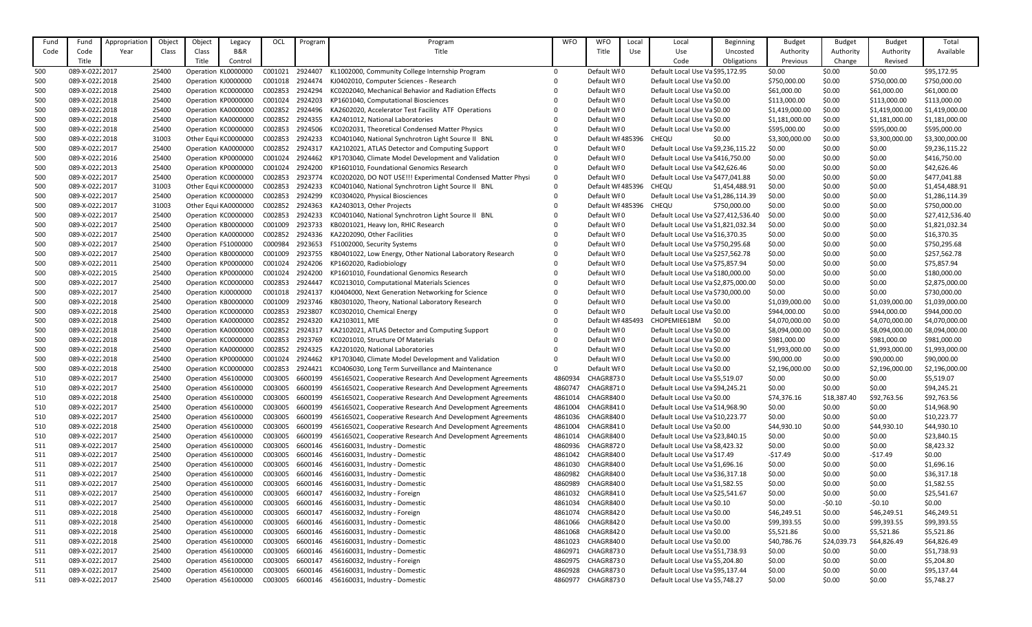| Fund Code | Fund Code Title | Appropriation Year | Object Class | Object Class Title | Legacy B&R Control | OCL | Program | Program Title | WFO | WFO Title | Local Use | Local Use Code | Beginning Uncosted Obligations | Budget Authority Previous | Budget Authority Change | Budget Authority Revised | Total Available |
|---|---|---|---|---|---|---|---|---|---|---|---|---|---|---|---|---|---|
| 500 | 089-X-0222 | 2017 | 25400 | Operation | KL0000000 | C001021 | 2924407 | KL1002000, Community College Internship Program | 0 | Default WF | 0 | Default Local Use Va | $95,172.95 | $0.00 | $0.00 | $0.00 | $95,172.95 |
| 500 | 089-X-0222 | 2018 | 25400 | Operation | KJ0000000 | C001018 | 2924474 | KJ0402010, Computer Sciences - Research | 0 | Default WF | 0 | Default Local Use Va | $0.00 | $750,000.00 | $0.00 | $750,000.00 | $750,000.00 |
| 500 | 089-X-0222 | 2018 | 25400 | Operation | KC0000000 | C002853 | 2924294 | KC0202040, Mechanical Behavior and Radiation Effects | 0 | Default WF | 0 | Default Local Use Va | $0.00 | $61,000.00 | $0.00 | $61,000.00 | $61,000.00 |
| 500 | 089-X-0222 | 2018 | 25400 | Operation | KP0000000 | C001024 | 2924203 | KP1601040, Computational Biosciences | 0 | Default WF | 0 | Default Local Use Va | $0.00 | $113,000.00 | $0.00 | $113,000.00 | $113,000.00 |
| 500 | 089-X-0222 | 2018 | 25400 | Operation | KA0000000 | C002852 | 2924496 | KA2602020, Accelerator Test Facility ATF Operations | 0 | Default WF | 0 | Default Local Use Va | $0.00 | $1,419,000.00 | $0.00 | $1,419,000.00 | $1,419,000.00 |
| 500 | 089-X-0222 | 2018 | 25400 | Operation | KA0000000 | C002852 | 2924355 | KA2401012, National Laboratories | 0 | Default WF | 0 | Default Local Use Va | $0.00 | $1,181,000.00 | $0.00 | $1,181,000.00 | $1,181,000.00 |
| 500 | 089-X-0222 | 2018 | 25400 | Operation | KC0000000 | C002853 | 2924506 | KC0202031, Theoretical Condensed Matter Physics | 0 | Default WF | 0 | Default Local Use Va | $0.00 | $595,000.00 | $0.00 | $595,000.00 | $595,000.00 |
| 500 | 089-X-0222 | 2018 | 31003 | Other Equi | KC0000000 | C002853 | 2924233 | KC0401040, National Synchrotron Light Source II BNL | 0 | Default WF | 485396 | CHEQU | $0.00 | $3,300,000.00 | $0.00 | $3,300,000.00 | $3,300,000.00 |
| 500 | 089-X-0222 | 2017 | 25400 | Operation | KA0000000 | C002852 | 2924317 | KA2102021, ATLAS Detector and Computing Support | 0 | Default WF | 0 | Default Local Use Va | $9,236,115.22 | $0.00 | $0.00 | $0.00 | $9,236,115.22 |
| 500 | 089-X-0222 | 2016 | 25400 | Operation | KP0000000 | C001024 | 2924462 | KP1703040, Climate Model Development and Validation | 0 | Default WF | 0 | Default Local Use Va | $416,750.00 | $0.00 | $0.00 | $0.00 | $416,750.00 |
| 500 | 089-X-0222 | 2013 | 25400 | Operation | KP0000000 | C001024 | 2924200 | KP1601010, Foundational Genomics Research | 0 | Default WF | 0 | Default Local Use Va | $42,626.46 | $0.00 | $0.00 | $0.00 | $42,626.46 |
| 500 | 089-X-0222 | 2017 | 25400 | Operation | KC0000000 | C002853 | 2923774 | KC0202020, DO NOT USE!!! Experimental Condensed Matter Physi | 0 | Default WF | 0 | Default Local Use Va | $477,041.88 | $0.00 | $0.00 | $0.00 | $477,041.88 |
| 500 | 089-X-0222 | 2017 | 31003 | Other Equi | KC0000000 | C002853 | 2924233 | KC0401040, National Synchrotron Light Source II BNL | 0 | Default WF | 485396 | CHEQU | $1,454,488.91 | $0.00 | $0.00 | $0.00 | $1,454,488.91 |
| 500 | 089-X-0222 | 2017 | 25400 | Operation | KC0000000 | C002853 | 2924299 | KC0304020, Physical Biosciences | 0 | Default WF | 0 | Default Local Use Va | $1,286,114.39 | $0.00 | $0.00 | $0.00 | $1,286,114.39 |
| 500 | 089-X-0222 | 2017 | 31003 | Other Equi | KA0000000 | C002852 | 2924363 | KA2403013, Other Projects | 0 | Default WF | 485396 | CHEQU | $750,000.00 | $0.00 | $0.00 | $0.00 | $750,000.00 |
| 500 | 089-X-0222 | 2017 | 25400 | Operation | KC0000000 | C002853 | 2924233 | KC0401040, National Synchrotron Light Source II BNL | 0 | Default WF | 0 | Default Local Use Va | $27,412,536.40 | $0.00 | $0.00 | $0.00 | $27,412,536.40 |
| 500 | 089-X-0222 | 2017 | 25400 | Operation | KB0000000 | C001009 | 2923733 | KB0201021, Heavy Ion, RHIC Research | 0 | Default WF | 0 | Default Local Use Va | $1,821,032.34 | $0.00 | $0.00 | $0.00 | $1,821,032.34 |
| 500 | 089-X-0222 | 2017 | 25400 | Operation | KA0000000 | C002852 | 2924336 | KA2202090, Other Facilities | 0 | Default WF | 0 | Default Local Use Va | $16,370.35 | $0.00 | $0.00 | $0.00 | $16,370.35 |
| 500 | 089-X-0222 | 2017 | 25400 | Operation | FS1000000 | C000984 | 2923653 | FS1002000, Security Systems | 0 | Default WF | 0 | Default Local Use Va | $750,295.68 | $0.00 | $0.00 | $0.00 | $750,295.68 |
| 500 | 089-X-0222 | 2017 | 25400 | Operation | KB0000000 | C001009 | 2923755 | KB0401022, Low Energy, Other National Laboratory Research | 0 | Default WF | 0 | Default Local Use Va | $257,562.78 | $0.00 | $0.00 | $0.00 | $257,562.78 |
| 500 | 089-X-0222 | 2011 | 25400 | Operation | KP0000000 | C001024 | 2924206 | KP1602020, Radiobiology | 0 | Default WF | 0 | Default Local Use Va | $75,857.94 | $0.00 | $0.00 | $0.00 | $75,857.94 |
| 500 | 089-X-0222 | 2015 | 25400 | Operation | KP0000000 | C001024 | 2924200 | KP1601010, Foundational Genomics Research | 0 | Default WF | 0 | Default Local Use Va | $180,000.00 | $0.00 | $0.00 | $0.00 | $180,000.00 |
| 500 | 089-X-0222 | 2017 | 25400 | Operation | KC0000000 | C002853 | 2924447 | KC0213010, Computational Materials Sciences | 0 | Default WF | 0 | Default Local Use Va | $2,875,000.00 | $0.00 | $0.00 | $0.00 | $2,875,000.00 |
| 500 | 089-X-0222 | 2017 | 25400 | Operation | KJ0000000 | C001018 | 2924137 | KJ0404000, Next Generation Networking for Science | 0 | Default WF | 0 | Default Local Use Va | $730,000.00 | $0.00 | $0.00 | $0.00 | $730,000.00 |
| 500 | 089-X-0222 | 2018 | 25400 | Operation | KB0000000 | C001009 | 2923746 | KB0301020, Theory, National Laboratory Research | 0 | Default WF | 0 | Default Local Use Va | $0.00 | $1,039,000.00 | $0.00 | $1,039,000.00 | $1,039,000.00 |
| 500 | 089-X-0222 | 2018 | 25400 | Operation | KC0000000 | C002853 | 2923807 | KC0302010, Chemical Energy | 0 | Default WF | 0 | Default Local Use Va | $0.00 | $944,000.00 | $0.00 | $944,000.00 | $944,000.00 |
| 500 | 089-X-0222 | 2018 | 25400 | Operation | KA0000000 | C002852 | 2924320 | KA2103011, MIE | 0 | Default WF | 485493 | CHOPEMIE61BM | $0.00 | $4,070,000.00 | $0.00 | $4,070,000.00 | $4,070,000.00 |
| 500 | 089-X-0222 | 2018 | 25400 | Operation | KA0000000 | C002852 | 2924317 | KA2102021, ATLAS Detector and Computing Support | 0 | Default WF | 0 | Default Local Use Va | $0.00 | $8,094,000.00 | $0.00 | $8,094,000.00 | $8,094,000.00 |
| 500 | 089-X-0222 | 2018 | 25400 | Operation | KC0000000 | C002853 | 2923769 | KC0201010, Structure Of Materials | 0 | Default WF | 0 | Default Local Use Va | $0.00 | $981,000.00 | $0.00 | $981,000.00 | $981,000.00 |
| 500 | 089-X-0222 | 2018 | 25400 | Operation | KA0000000 | C002852 | 2924325 | KA2201020, National Laboratories | 0 | Default WF | 0 | Default Local Use Va | $0.00 | $1,993,000.00 | $0.00 | $1,993,000.00 | $1,993,000.00 |
| 500 | 089-X-0222 | 2018 | 25400 | Operation | KP0000000 | C001024 | 2924462 | KP1703040, Climate Model Development and Validation | 0 | Default WF | 0 | Default Local Use Va | $0.00 | $90,000.00 | $0.00 | $90,000.00 | $90,000.00 |
| 500 | 089-X-0222 | 2018 | 25400 | Operation | KC0000000 | C002853 | 2924421 | KC0406030, Long Term Surveillance and Maintenance | 0 | Default WF | 0 | Default Local Use Va | $0.00 | $2,196,000.00 | $0.00 | $2,196,000.00 | $2,196,000.00 |
| 510 | 089-X-0222 | 2017 | 25400 | Operation | 456100000 | C003005 | 6600199 | 456165021, Cooperative Research And Development Agreements | 4860934 | CHAGR873 | 0 | Default Local Use Va | $5,519.07 | $0.00 | $0.00 | $0.00 | $5,519.07 |
| 510 | 089-X-0222 | 2017 | 25400 | Operation | 456100000 | C003005 | 6600199 | 456165021, Cooperative Research And Development Agreements | 4860747 | CHAGR871 | 0 | Default Local Use Va | $94,245.21 | $0.00 | $0.00 | $0.00 | $94,245.21 |
| 510 | 089-X-0222 | 2018 | 25400 | Operation | 456100000 | C003005 | 6600199 | 456165021, Cooperative Research And Development Agreements | 4861014 | CHAGR840 | 0 | Default Local Use Va | $0.00 | $74,376.16 | $18,387.40 | $92,763.56 | $92,763.56 |
| 510 | 089-X-0222 | 2017 | 25400 | Operation | 456100000 | C003005 | 6600199 | 456165021, Cooperative Research And Development Agreements | 4861004 | CHAGR841 | 0 | Default Local Use Va | $14,968.90 | $0.00 | $0.00 | $0.00 | $14,968.90 |
| 510 | 089-X-0222 | 2017 | 25400 | Operation | 456100000 | C003005 | 6600199 | 456165021, Cooperative Research And Development Agreements | 4861036 | CHAGR840 | 0 | Default Local Use Va | $10,223.77 | $0.00 | $0.00 | $0.00 | $10,223.77 |
| 510 | 089-X-0222 | 2018 | 25400 | Operation | 456100000 | C003005 | 6600199 | 456165021, Cooperative Research And Development Agreements | 4861004 | CHAGR841 | 0 | Default Local Use Va | $0.00 | $44,930.10 | $0.00 | $44,930.10 | $44,930.10 |
| 510 | 089-X-0222 | 2017 | 25400 | Operation | 456100000 | C003005 | 6600199 | 456165021, Cooperative Research And Development Agreements | 4861014 | CHAGR840 | 0 | Default Local Use Va | $23,840.15 | $0.00 | $0.00 | $0.00 | $23,840.15 |
| 511 | 089-X-0222 | 2017 | 25400 | Operation | 456100000 | C003005 | 6600146 | 456160031, Industry - Domestic | 4860936 | CHAGR872 | 0 | Default Local Use Va | $8,423.32 | $0.00 | $0.00 | $0.00 | $8,423.32 |
| 511 | 089-X-0222 | 2017 | 25400 | Operation | 456100000 | C003005 | 6600146 | 456160031, Industry - Domestic | 4861042 | CHAGR840 | 0 | Default Local Use Va | $17.49 | -$17.49 | $0.00 | -$17.49 | $0.00 |
| 511 | 089-X-0222 | 2017 | 25400 | Operation | 456100000 | C003005 | 6600146 | 456160031, Industry - Domestic | 4861030 | CHAGR840 | 0 | Default Local Use Va | $1,696.16 | $0.00 | $0.00 | $0.00 | $1,696.16 |
| 511 | 089-X-0222 | 2017 | 25400 | Operation | 456100000 | C003005 | 6600146 | 456160031, Industry - Domestic | 4860982 | CHAGR840 | 0 | Default Local Use Va | $36,317.18 | $0.00 | $0.00 | $0.00 | $36,317.18 |
| 511 | 089-X-0222 | 2017 | 25400 | Operation | 456100000 | C003005 | 6600146 | 456160031, Industry - Domestic | 4860989 | CHAGR840 | 0 | Default Local Use Va | $1,582.55 | $0.00 | $0.00 | $0.00 | $1,582.55 |
| 511 | 089-X-0222 | 2017 | 25400 | Operation | 456100000 | C003005 | 6600147 | 456160032, Industry - Foreign | 4861032 | CHAGR841 | 0 | Default Local Use Va | $25,541.67 | $0.00 | $0.00 | $0.00 | $25,541.67 |
| 511 | 089-X-0222 | 2017 | 25400 | Operation | 456100000 | C003005 | 6600146 | 456160031, Industry - Domestic | 4861034 | CHAGR840 | 0 | Default Local Use Va | $0.10 | $0.00 | -$0.10 | -$0.10 | $0.00 |
| 511 | 089-X-0222 | 2018 | 25400 | Operation | 456100000 | C003005 | 6600147 | 456160032, Industry - Foreign | 4861074 | CHAGR842 | 0 | Default Local Use Va | $0.00 | $46,249.51 | $0.00 | $46,249.51 | $46,249.51 |
| 511 | 089-X-0222 | 2018 | 25400 | Operation | 456100000 | C003005 | 6600146 | 456160031, Industry - Domestic | 4861066 | CHAGR842 | 0 | Default Local Use Va | $0.00 | $99,393.55 | $0.00 | $99,393.55 | $99,393.55 |
| 511 | 089-X-0222 | 2018 | 25400 | Operation | 456100000 | C003005 | 6600146 | 456160031, Industry - Domestic | 4861068 | CHAGR842 | 0 | Default Local Use Va | $0.00 | $5,521.86 | $0.00 | $5,521.86 | $5,521.86 |
| 511 | 089-X-0222 | 2018 | 25400 | Operation | 456100000 | C003005 | 6600146 | 456160031, Industry - Domestic | 4861023 | CHAGR840 | 0 | Default Local Use Va | $0.00 | $40,786.76 | $24,039.73 | $64,826.49 | $64,826.49 |
| 511 | 089-X-0222 | 2017 | 25400 | Operation | 456100000 | C003005 | 6600146 | 456160031, Industry - Domestic | 4860971 | CHAGR873 | 0 | Default Local Use Va | $51,738.93 | $0.00 | $0.00 | $0.00 | $51,738.93 |
| 511 | 089-X-0222 | 2017 | 25400 | Operation | 456100000 | C003005 | 6600147 | 456160032, Industry - Foreign | 4860975 | CHAGR873 | 0 | Default Local Use Va | $5,204.80 | $0.00 | $0.00 | $0.00 | $5,204.80 |
| 511 | 089-X-0222 | 2017 | 25400 | Operation | 456100000 | C003005 | 6600146 | 456160031, Industry - Domestic | 4860928 | CHAGR873 | 0 | Default Local Use Va | $95,137.44 | $0.00 | $0.00 | $0.00 | $95,137.44 |
| 511 | 089-X-0222 | 2017 | 25400 | Operation | 456100000 | C003005 | 6600146 | 456160031, Industry - Domestic | 4860977 | CHAGR873 | 0 | Default Local Use Va | $5,748.27 | $0.00 | $0.00 | $0.00 | $5,748.27 |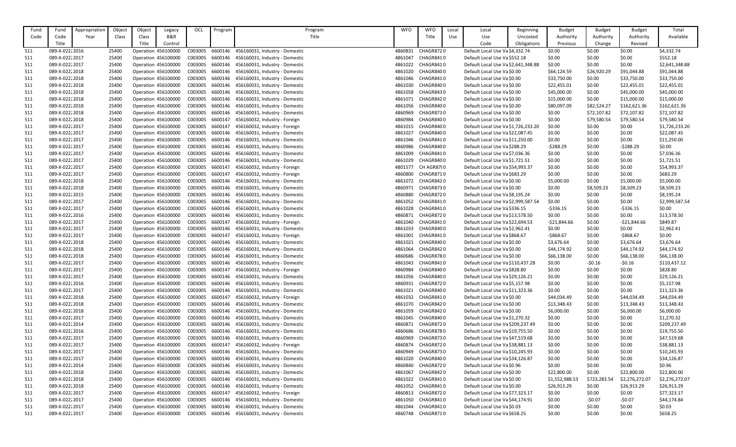| Fund Code | Fund Code Title | Appropriation Year | Object Class | Object Class Title | Legacy B&R Control | OCL | Program | Program Title | WFO | WFO Title | Local Use | Local Use Code | Beginning Uncosted Obligations | Budget Authority Previous | Budget Authority Change | Budget Authority Revised | Total Available |
|---|---|---|---|---|---|---|---|---|---|---|---|---|---|---|---|---|---|
| 511 | 089-X-0222 | 2016 | 25400 | Operation | 456100000 | C003005 | 6600146 | 456160031, Industry - Domestic | 4860831 | CHAGR872 | 0 | Default Local Use Va | $4,332.74 | $0.00 | $0.00 | $0.00 | $4,332.74 |
| 511 | 089-X-0222 | 2017 | 25400 | Operation | 456100000 | C003005 | 6600146 | 456160031, Industry - Domestic | 4861047 | CHAGR841 | 0 | Default Local Use Va | $552.18 | $0.00 | $0.00 | $0.00 | $552.18 |
| 511 | 089-X-0222 | 2017 | 25400 | Operation | 456100000 | C003005 | 6600146 | 456160031, Industry - Domestic | 4861022 | CHAGR841 | 0 | Default Local Use Va | $2,641,348.88 | $0.00 | $0.00 | $0.00 | $2,641,348.88 |
| 511 | 089-X-0222 | 2018 | 25400 | Operation | 456100000 | C003005 | 6600146 | 456160031, Industry - Domestic | 4861020 | CHAGR840 | 0 | Default Local Use Va | $0.00 | $64,124.59 | $26,920.29 | $91,044.88 | $91,044.88 |
| 511 | 089-X-0222 | 2018 | 25400 | Operation | 456100000 | C003005 | 6600146 | 456160031, Industry - Domestic | 4861046 | CHAGR841 | 0 | Default Local Use Va | $0.00 | $33,750.00 | $0.00 | $33,750.00 | $33,750.00 |
| 511 | 089-X-0222 | 2018 | 25400 | Operation | 456100000 | C003005 | 6600146 | 456160031, Industry - Domestic | 4861030 | CHAGR840 | 0 | Default Local Use Va | $0.00 | $22,455.01 | $0.00 | $22,455.01 | $22,455.01 |
| 511 | 089-X-0222 | 2018 | 25400 | Operation | 456100000 | C003005 | 6600146 | 456160031, Industry - Domestic | 4861058 | CHAGR843 | 0 | Default Local Use Va | $0.00 | $45,000.00 | $0.00 | $45,000.00 | $45,000.00 |
| 511 | 089-X-0222 | 2018 | 25400 | Operation | 456100000 | C003005 | 6600146 | 456160031, Industry - Domestic | 4861071 | CHAGR842 | 0 | Default Local Use Va | $0.00 | $15,000.00 | $0.00 | $15,000.00 | $15,000.00 |
| 511 | 089-X-0222 | 2018 | 25400 | Operation | 456100000 | C003005 | 6600146 | 456160031, Industry - Domestic | 4861056 | CHAGR840 | 0 | Default Local Use Va | $0.00 | $80,097.09 | $82,524.27 | $162,621.36 | $162,621.36 |
| 511 | 089-X-0222 | 2018 | 25400 | Operation | 456100000 | C003005 | 6600146 | 456160031, Industry - Domestic | 4860969 | CHAGR873 | 0 | Default Local Use Va | $0.00 | $0.00 | $72,107.82 | $72,107.82 | $72,107.82 |
| 511 | 089-X-0222 | 2018 | 25400 | Operation | 456100000 | C003005 | 6600147 | 456160032, Industry - Foreign | 4860984 | CHAGR840 | 0 | Default Local Use Va | $0.00 | $0.00 | $79,580.54 | $79,580.54 | $79,580.54 |
| 511 | 089-X-0222 | 2017 | 25400 | Operation | 456100000 | C003005 | 6600147 | 456160032, Industry - Foreign | 4861015 | CHAGR840 | 0 | Default Local Use Va | $1,726,233.20 | $0.00 | $0.00 | $0.00 | $1,726,233.20 |
| 511 | 089-X-0222 | 2017 | 25400 | Operation | 456100000 | C003005 | 6600146 | 456160031, Industry - Domestic | 4861027 | CHAGR840 | 0 | Default Local Use Va | $22,087.45 | $0.00 | $0.00 | $0.00 | $22,087.45 |
| 511 | 089-X-0222 | 2017 | 25400 | Operation | 456100000 | C003005 | 6600146 | 456160031, Industry - Domestic | 4861046 | CHAGR841 | 0 | Default Local Use Va | $11,250.00 | $0.00 | $0.00 | $0.00 | $11,250.00 |
| 511 | 089-X-0222 | 2017 | 25400 | Operation | 456100000 | C003005 | 6600146 | 456160031, Industry - Domestic | 4860986 | CHAGR840 | 0 | Default Local Use Va | $288.29 | -$288.29 | $0.00 | -$288.29 | $0.00 |
| 511 | 089-X-0222 | 2017 | 25400 | Operation | 456100000 | C003005 | 6600146 | 456160031, Industry - Domestic | 4861009 | CHAGR841 | 0 | Default Local Use Va | $7,036.36 | $0.00 | $0.00 | $0.00 | $7,036.36 |
| 511 | 089-X-0222 | 2017 | 25400 | Operation | 456100000 | C003005 | 6600146 | 456160031, Industry - Domestic | 4861029 | CHAGR840 | 0 | Default Local Use Va | $1,721.51 | $0.00 | $0.00 | $0.00 | $1,721.51 |
| 511 | 089-X-0222 | 2017 | 25400 | Operation | 456100000 | C003005 | 6600147 | 456160032, Industry - Foreign | 4801577 | CH AGR87 | 0 | Default Local Use Va | $54,993.37 | $0.00 | $0.00 | $0.00 | $54,993.37 |
| 511 | 089-X-0222 | 2017 | 25400 | Operation | 456100000 | C003005 | 6600147 | 456160032, Industry - Foreign | 4860800 | CHAGR871 | 0 | Default Local Use Va | $683.29 | $0.00 | $0.00 | $0.00 | $683.29 |
| 511 | 089-X-0222 | 2018 | 25400 | Operation | 456100000 | C003005 | 6600146 | 456160031, Industry - Domestic | 4861072 | CHAGR842 | 0 | Default Local Use Va | $0.00 | $5,000.00 | $0.00 | $5,000.00 | $5,000.00 |
| 511 | 089-X-0222 | 2018 | 25400 | Operation | 456100000 | C003005 | 6600146 | 456160031, Industry - Domestic | 4860971 | CHAGR873 | 0 | Default Local Use Va | $0.00 | $0.00 | $8,509.23 | $8,509.23 | $8,509.23 |
| 511 | 089-X-0222 | 2015 | 25400 | Operation | 456100000 | C003005 | 6600146 | 456160031, Industry - Domestic | 4860880 | CHAGR872 | 0 | Default Local Use Va | $8,195.24 | $0.00 | $0.00 | $0.00 | $8,195.24 |
| 511 | 089-X-0222 | 2017 | 25400 | Operation | 456100000 | C003005 | 6600146 | 456160031, Industry - Domestic | 4861052 | CHAGR841 | 0 | Default Local Use Va | $2,999,587.54 | $0.00 | $0.00 | $0.00 | $2,999,587.54 |
| 511 | 089-X-0222 | 2017 | 25400 | Operation | 456100000 | C003005 | 6600146 | 456160031, Industry - Domestic | 4861028 | CHAGR841 | 0 | Default Local Use Va | $336.15 | -$336.15 | $0.00 | -$336.15 | $0.00 |
| 511 | 089-X-0222 | 2016 | 25400 | Operation | 456100000 | C003005 | 6600146 | 456160031, Industry - Domestic | 4860871 | CHAGR872 | 0 | Default Local Use Va | $13,578.50 | $0.00 | $0.00 | $0.00 | $13,578.50 |
| 511 | 089-X-0222 | 2017 | 25400 | Operation | 456100000 | C003005 | 6600147 | 456160032, Industry - Foreign | 4861040 | CHAGR841 | 0 | Default Local Use Va | $22,694.53 | -$21,844.66 | $0.00 | -$21,844.66 | $849.87 |
| 511 | 089-X-0222 | 2017 | 25400 | Operation | 456100000 | C003005 | 6600146 | 456160031, Industry - Domestic | 4861033 | CHAGR840 | 0 | Default Local Use Va | $2,962.41 | $0.00 | $0.00 | $0.00 | $2,962.41 |
| 511 | 089-X-0222 | 2017 | 25400 | Operation | 456100000 | C003005 | 6600147 | 456160032, Industry - Foreign | 4861001 | CHAGR841 | 0 | Default Local Use Va | $868.67 | -$868.67 | $0.00 | -$868.67 | $0.00 |
| 511 | 089-X-0222 | 2018 | 25400 | Operation | 456100000 | C003005 | 6600146 | 456160031, Industry - Domestic | 4861021 | CHAGR840 | 0 | Default Local Use Va | $0.00 | $3,676.64 | $0.00 | $3,676.64 | $3,676.64 |
| 511 | 089-X-0222 | 2018 | 25400 | Operation | 456100000 | C003005 | 6600146 | 456160031, Industry - Domestic | 4861064 | CHAGR842 | 0 | Default Local Use Va | $0.00 | $44,174.92 | $0.00 | $44,174.92 | $44,174.92 |
| 511 | 089-X-0222 | 2018 | 25400 | Operation | 456100000 | C003005 | 6600146 | 456160031, Industry - Domestic | 4860686 | CHAGR878 | 0 | Default Local Use Va | $0.00 | $66,138.00 | $0.00 | $66,138.00 | $66,138.00 |
| 511 | 089-X-0222 | 2017 | 25400 | Operation | 456100000 | C003005 | 6600146 | 456160031, Industry - Domestic | 4861043 | CHAGR841 | 0 | Default Local Use Va | $110,437.28 | $0.00 | -$0.16 | -$0.16 | $110,437.12 |
| 511 | 089-X-0222 | 2017 | 25400 | Operation | 456100000 | C003005 | 6600147 | 456160032, Industry - Foreign | 4860984 | CHAGR840 | 0 | Default Local Use Va | $828.80 | $0.00 | $0.00 | $0.00 | $828.80 |
| 511 | 089-X-0222 | 2017 | 25400 | Operation | 456100000 | C003005 | 6600146 | 456160031, Industry - Domestic | 4861056 | CHAGR840 | 0 | Default Local Use Va | $29,126.21 | $0.00 | $0.00 | $0.00 | $29,126.21 |
| 511 | 089-X-0222 | 2016 | 25400 | Operation | 456100000 | C003005 | 6600146 | 456160031, Industry - Domestic | 4860931 | CHAGR872 | 0 | Default Local Use Va | $5,157.98 | $0.00 | $0.00 | $0.00 | $5,157.98 |
| 511 | 089-X-0222 | 2017 | 25400 | Operation | 456100000 | C003005 | 6600146 | 456160031, Industry - Domestic | 4861021 | CHAGR840 | 0 | Default Local Use Va | $11,323.36 | $0.00 | $0.00 | $0.00 | $11,323.36 |
| 511 | 089-X-0222 | 2018 | 25400 | Operation | 456100000 | C003005 | 6600147 | 456160032, Industry - Foreign | 4861032 | CHAGR841 | 0 | Default Local Use Va | $0.00 | $44,034.49 | $0.00 | $44,034.49 | $44,034.49 |
| 511 | 089-X-0222 | 2018 | 25400 | Operation | 456100000 | C003005 | 6600146 | 456160031, Industry - Domestic | 4861070 | CHAGR842 | 0 | Default Local Use Va | $0.00 | $13,348.43 | $0.00 | $13,348.43 | $13,348.43 |
| 511 | 089-X-0222 | 2018 | 25400 | Operation | 456100000 | C003005 | 6600146 | 456160031, Industry - Domestic | 4861059 | CHAGR842 | 0 | Default Local Use Va | $0.00 | $6,000.00 | $0.00 | $6,000.00 | $6,000.00 |
| 511 | 089-X-0222 | 2017 | 25400 | Operation | 456100000 | C003005 | 6600146 | 456160031, Industry - Domestic | 4861045 | CHAGR840 | 0 | Default Local Use Va | $1,270.32 | $0.00 | $0.00 | $0.00 | $1,270.32 |
| 511 | 089-X-0222 | 2014 | 25400 | Operation | 456100000 | C003005 | 6600146 | 456160031, Industry - Domestic | 4860871 | CHAGR872 | 0 | Default Local Use Va | $209,237.49 | $0.00 | $0.00 | $0.00 | $209,237.49 |
| 511 | 089-X-0222 | 2016 | 25400 | Operation | 456100000 | C003005 | 6600146 | 456160031, Industry - Domestic | 4860686 | CHAGR878 | 0 | Default Local Use Va | $19,755.50 | $0.00 | $0.00 | $0.00 | $19,755.50 |
| 511 | 089-X-0222 | 2017 | 25400 | Operation | 456100000 | C003005 | 6600146 | 456160031, Industry - Domestic | 4860969 | CHAGR873 | 0 | Default Local Use Va | $47,519.68 | $0.00 | $0.00 | $0.00 | $47,519.68 |
| 511 | 089-X-0222 | 2017 | 25400 | Operation | 456100000 | C003005 | 6600147 | 456160032, Industry - Foreign | 4860874 | CHAGR872 | 0 | Default Local Use Va | $38,881.13 | $0.00 | $0.00 | $0.00 | $38,881.13 |
| 511 | 089-X-0222 | 2017 | 25400 | Operation | 456100000 | C003005 | 6600146 | 456160031, Industry - Domestic | 4860949 | CHAGR873 | 0 | Default Local Use Va | $10,245.93 | $0.00 | $0.00 | $0.00 | $10,245.93 |
| 511 | 089-X-0222 | 2017 | 25400 | Operation | 456100000 | C003005 | 6600146 | 456160031, Industry - Domestic | 4861020 | CHAGR840 | 0 | Default Local Use Va | $34,126.87 | $0.00 | $0.00 | $0.00 | $34,126.87 |
| 511 | 089-X-0222 | 2014 | 25400 | Operation | 456100000 | C003005 | 6600146 | 456160031, Industry - Domestic | 4860840 | CHAGR872 | 0 | Default Local Use Va | $0.96 | $0.00 | $0.00 | $0.00 | $0.96 |
| 511 | 089-X-0222 | 2018 | 25400 | Operation | 456100000 | C003005 | 6600146 | 456160031, Industry - Domestic | 4861067 | CHAGR842 | 0 | Default Local Use Va | $0.00 | $22,800.00 | $0.00 | $22,800.00 | $22,800.00 |
| 511 | 089-X-0222 | 2018 | 25400 | Operation | 456100000 | C003005 | 6600146 | 456160031, Industry - Domestic | 4861022 | CHAGR841 | 0 | Default Local Use Va | $0.00 | $1,552,988.53 | $723,283.54 | $2,276,272.07 | $2,276,272.07 |
| 511 | 089-X-0222 | 2018 | 25400 | Operation | 456100000 | C003005 | 6600146 | 456160031, Industry - Domestic | 4861052 | CHAGR841 | 0 | Default Local Use Va | $0.00 | $26,913.29 | $0.00 | $26,913.29 | $26,913.29 |
| 511 | 089-X-0222 | 2017 | 25400 | Operation | 456100000 | C003005 | 6600147 | 456160032, Industry - Foreign | 4860813 | CHAGR872 | 0 | Default Local Use Va | $77,323.17 | $0.00 | $0.00 | $0.00 | $77,323.17 |
| 511 | 089-X-0222 | 2017 | 25400 | Operation | 456100000 | C003005 | 6600146 | 456160031, Industry - Domestic | 4861050 | CHAGR841 | 0 | Default Local Use Va | $44,174.91 | $0.00 | -$0.07 | -$0.07 | $44,174.84 |
| 511 | 089-X-0222 | 2017 | 25400 | Operation | 456100000 | C003005 | 6600146 | 456160031, Industry - Domestic | 4861044 | CHAGR841 | 0 | Default Local Use Va | $0.03 | $0.00 | $0.00 | $0.00 | $0.03 |
| 511 | 089-X-0222 | 2017 | 25400 | Operation | 456100000 | C003005 | 6600146 | 456160031, Industry - Domestic | 4860748 | CHAGR871 | 0 | Default Local Use Va | $658.25 | $0.00 | $0.00 | $0.00 | $658.25 |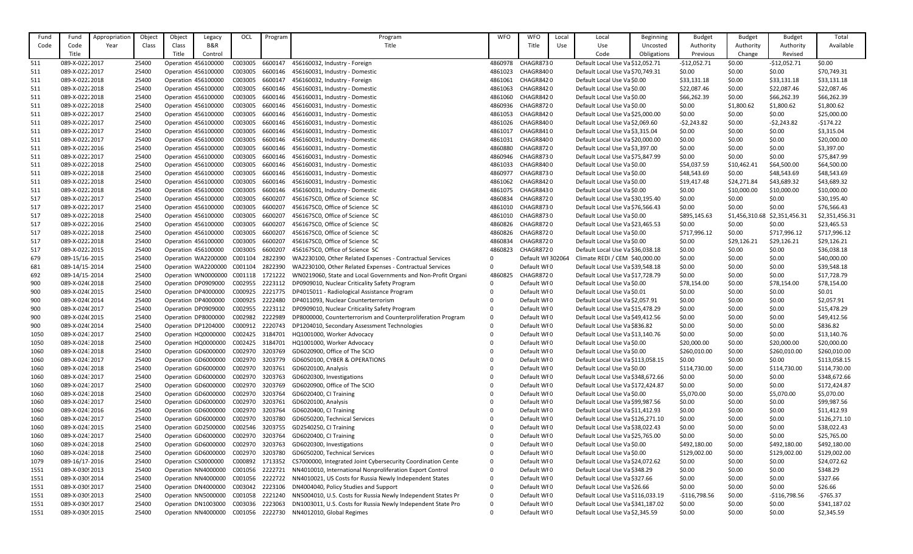| Fund Code | Fund Code Title | Appropriation Year | Object Class | Object Class Title | Legacy B&R Control | OCL | Program | Program Title | WFO | WFO Title | Local Use | Local Use Code | Beginning Uncosted Obligations | Budget Authority Previous | Budget Authority Change | Budget Authority Revised | Total Available |
|---|---|---|---|---|---|---|---|---|---|---|---|---|---|---|---|---|---|
| 511 | 089-X-0222 | 2017 | 25400 | Operation | 456100000 | C003005 | 6600147 | 456160032, Industry - Foreign | 4860978 | CHAGR873 | 0 | Default Local Use Va | $12,052.71 | -$12,052.71 | $0.00 | -$12,052.71 | $0.00 |
| 511 | 089-X-0222 | 2017 | 25400 | Operation | 456100000 | C003005 | 6600146 | 456160031, Industry - Domestic | 4861023 | CHAGR840 | 0 | Default Local Use Va | $70,749.31 | $0.00 | $0.00 | $0.00 | $70,749.31 |
| 511 | 089-X-0222 | 2018 | 25400 | Operation | 456100000 | C003005 | 6600147 | 456160032, Industry - Foreign | 4861061 | CHAGR842 | 0 | Default Local Use Va | $0.00 | $33,131.18 | $0.00 | $33,131.18 | $33,131.18 |
| 511 | 089-X-0222 | 2018 | 25400 | Operation | 456100000 | C003005 | 6600146 | 456160031, Industry - Domestic | 4861063 | CHAGR842 | 0 | Default Local Use Va | $0.00 | $22,087.46 | $0.00 | $22,087.46 | $22,087.46 |
| 511 | 089-X-0222 | 2018 | 25400 | Operation | 456100000 | C003005 | 6600146 | 456160031, Industry - Domestic | 4861060 | CHAGR842 | 0 | Default Local Use Va | $0.00 | $66,262.39 | $0.00 | $66,262.39 | $66,262.39 |
| 511 | 089-X-0222 | 2018 | 25400 | Operation | 456100000 | C003005 | 6600146 | 456160031, Industry - Domestic | 4860936 | CHAGR872 | 0 | Default Local Use Va | $0.00 | $0.00 | $1,800.62 | $1,800.62 | $1,800.62 |
| 511 | 089-X-0222 | 2017 | 25400 | Operation | 456100000 | C003005 | 6600146 | 456160031, Industry - Domestic | 4861053 | CHAGR842 | 0 | Default Local Use Va | $25,000.00 | $0.00 | $0.00 | $0.00 | $25,000.00 |
| 511 | 089-X-0222 | 2017 | 25400 | Operation | 456100000 | C003005 | 6600146 | 456160031, Industry - Domestic | 4861026 | CHAGR840 | 0 | Default Local Use Va | $2,069.60 | -$2,243.82 | $0.00 | -$2,243.82 | -$174.22 |
| 511 | 089-X-0222 | 2017 | 25400 | Operation | 456100000 | C003005 | 6600146 | 456160031, Industry - Domestic | 4861017 | CHAGR841 | 0 | Default Local Use Va | $3,315.04 | $0.00 | $0.00 | $0.00 | $3,315.04 |
| 511 | 089-X-0222 | 2017 | 25400 | Operation | 456100000 | C003005 | 6600146 | 456160031, Industry - Domestic | 4861031 | CHAGR840 | 0 | Default Local Use Va | $20,000.00 | $0.00 | $0.00 | $0.00 | $20,000.00 |
| 511 | 089-X-0222 | 2016 | 25400 | Operation | 456100000 | C003005 | 6600146 | 456160031, Industry - Domestic | 4860880 | CHAGR872 | 0 | Default Local Use Va | $3,397.00 | $0.00 | $0.00 | $0.00 | $3,397.00 |
| 511 | 089-X-0222 | 2017 | 25400 | Operation | 456100000 | C003005 | 6600146 | 456160031, Industry - Domestic | 4860946 | CHAGR873 | 0 | Default Local Use Va | $75,847.99 | $0.00 | $0.00 | $0.00 | $75,847.99 |
| 511 | 089-X-0222 | 2018 | 25400 | Operation | 456100000 | C003005 | 6600146 | 456160031, Industry - Domestic | 4861033 | CHAGR840 | 0 | Default Local Use Va | $0.00 | $54,037.59 | $10,462.41 | $64,500.00 | $64,500.00 |
| 511 | 089-X-0222 | 2018 | 25400 | Operation | 456100000 | C003005 | 6600146 | 456160031, Industry - Domestic | 4860977 | CHAGR873 | 0 | Default Local Use Va | $0.00 | $48,543.69 | $0.00 | $48,543.69 | $48,543.69 |
| 511 | 089-X-0222 | 2018 | 25400 | Operation | 456100000 | C003005 | 6600146 | 456160031, Industry - Domestic | 4861062 | CHAGR842 | 0 | Default Local Use Va | $0.00 | $19,417.48 | $24,271.84 | $43,689.32 | $43,689.32 |
| 511 | 089-X-0222 | 2018 | 25400 | Operation | 456100000 | C003005 | 6600146 | 456160031, Industry - Domestic | 4861075 | CHAGR843 | 0 | Default Local Use Va | $0.00 | $0.00 | $10,000.00 | $10,000.00 | $10,000.00 |
| 517 | 089-X-0222 | 2017 | 25400 | Operation | 456100000 | C003005 | 6600207 | 456167SC0, Office of Science SC | 4860834 | CHAGR872 | 0 | Default Local Use Va | $30,195.40 | $0.00 | $0.00 | $0.00 | $30,195.40 |
| 517 | 089-X-0222 | 2017 | 25400 | Operation | 456100000 | C003005 | 6600207 | 456167SC0, Office of Science SC | 4861010 | CHAGR873 | 0 | Default Local Use Va | $76,566.43 | $0.00 | $0.00 | $0.00 | $76,566.43 |
| 517 | 089-X-0222 | 2018 | 25400 | Operation | 456100000 | C003005 | 6600207 | 456167SC0, Office of Science SC | 4861010 | CHAGR873 | 0 | Default Local Use Va | $0.00 | $895,145.63 | $1,456,310.68 | $2,351,456.31 | $2,351,456.31 |
| 517 | 089-X-0222 | 2016 | 25400 | Operation | 456100000 | C003005 | 6600207 | 456167SC0, Office of Science SC | 4860826 | CHAGR872 | 0 | Default Local Use Va | $23,465.53 | $0.00 | $0.00 | $0.00 | $23,465.53 |
| 517 | 089-X-0222 | 2018 | 25400 | Operation | 456100000 | C003005 | 6600207 | 456167SC0, Office of Science SC | 4860826 | CHAGR872 | 0 | Default Local Use Va | $0.00 | $717,996.12 | $0.00 | $717,996.12 | $717,996.12 |
| 517 | 089-X-0222 | 2018 | 25400 | Operation | 456100000 | C003005 | 6600207 | 456167SC0, Office of Science SC | 4860834 | CHAGR872 | 0 | Default Local Use Va | $0.00 | $0.00 | $29,126.21 | $29,126.21 | $29,126.21 |
| 517 | 089-X-0222 | 2015 | 25400 | Operation | 456100000 | C003005 | 6600207 | 456167SC0, Office of Science SC | 4860823 | CHAGR872 | 0 | Default Local Use Va | $36,038.18 | $0.00 | $0.00 | $0.00 | $36,038.18 |
| 679 | 089-15/16- | 2015 | 25400 | Operation | WA2200000 | C001104 | 2822390 | WA2230100, Other Related Expenses - Contractual Services | 0 | Default WF | 302064 | Climate REDI / CEM | $40,000.00 | $0.00 | $0.00 | $0.00 | $40,000.00 |
| 681 | 089-14/15- | 2014 | 25400 | Operation | WA2200000 | C001104 | 2822390 | WA2230100, Other Related Expenses - Contractual Services | 0 | Default WF | 0 | Default Local Use Va | $39,548.18 | $0.00 | $0.00 | $0.00 | $39,548.18 |
| 692 | 089-14/15- | 2014 | 25400 | Operation | WN0000000 | C001118 | 1721222 | WN0219060, State and Local Governments and Non-Profit Organi | 4860825 | CHAGR872 | 0 | Default Local Use Va | $17,728.79 | $0.00 | $0.00 | $0.00 | $17,728.79 |
| 900 | 089-X-0240 | 2018 | 25400 | Operation | DP0909000 | C002955 | 2223112 | DP0909010, Nuclear Criticality Safety Program | 0 | Default WF | 0 | Default Local Use Va | $0.00 | $78,154.00 | $0.00 | $78,154.00 | $78,154.00 |
| 900 | 089-X-0240 | 2015 | 25400 | Operation | DP4000000 | C000925 | 2221775 | DP4015011 - Radiological Assistance Program | 0 | Default WF | 0 | Default Local Use Va | $0.01 | $0.00 | $0.00 | $0.00 | $0.01 |
| 900 | 089-X-0240 | 2014 | 25400 | Operation | DP4000000 | C000925 | 2222480 | DP4011093, Nuclear Counterterrorism | 0 | Default WF | 0 | Default Local Use Va | $2,057.91 | $0.00 | $0.00 | $0.00 | $2,057.91 |
| 900 | 089-X-0240 | 2017 | 25400 | Operation | DP0909000 | C002955 | 2223112 | DP0909010, Nuclear Criticality Safety Program | 0 | Default WF | 0 | Default Local Use Va | $15,478.29 | $0.00 | $0.00 | $0.00 | $15,478.29 |
| 900 | 089-X-0240 | 2015 | 25400 | Operation | DP8000000 | C002982 | 2222989 | DP8000000, Counterterrorism and Counterproliferation Program | 0 | Default WF | 0 | Default Local Use Va | $49,412.56 | $0.00 | $0.00 | $0.00 | $49,412.56 |
| 900 | 089-X-0240 | 2014 | 25400 | Operation | DP1204000 | C000912 | 2220743 | DP1204010, Secondary Assessment Technologies | 0 | Default WF | 0 | Default Local Use Va | $836.82 | $0.00 | $0.00 | $0.00 | $836.82 |
| 1050 | 089-X-0243 | 2017 | 25400 | Operation | HQ0000000 | C002425 | 3184701 | HQ1001000, Worker Advocacy | 0 | Default WF | 0 | Default Local Use Va | $13,140.76 | $0.00 | $0.00 | $0.00 | $13,140.76 |
| 1050 | 089-X-0243 | 2018 | 25400 | Operation | HQ0000000 | C002425 | 3184701 | HQ1001000, Worker Advocacy | 0 | Default WF | 0 | Default Local Use Va | $0.00 | $20,000.00 | $0.00 | $20,000.00 | $20,000.00 |
| 1060 | 089-X-0243 | 2018 | 25400 | Operation | GD6000000 | C002970 | 3203769 | GD6020900, Office of The SCIO | 0 | Default WF | 0 | Default Local Use Va | $0.00 | $260,010.00 | $0.00 | $260,010.00 | $260,010.00 |
| 1060 | 089-X-0243 | 2017 | 25400 | Operation | GD6000000 | C002970 | 3203779 | GD6050100, CYBER & OPERATIONS | 0 | Default WF | 0 | Default Local Use Va | $113,058.15 | $0.00 | $0.00 | $0.00 | $113,058.15 |
| 1060 | 089-X-0243 | 2018 | 25400 | Operation | GD6000000 | C002970 | 3203761 | GD6020100, Analysis | 0 | Default WF | 0 | Default Local Use Va | $0.00 | $114,730.00 | $0.00 | $114,730.00 | $114,730.00 |
| 1060 | 089-X-0243 | 2017 | 25400 | Operation | GD6000000 | C002970 | 3203763 | GD6020300, Investigations | 0 | Default WF | 0 | Default Local Use Va | $348,672.66 | $0.00 | $0.00 | $0.00 | $348,672.66 |
| 1060 | 089-X-0243 | 2017 | 25400 | Operation | GD6000000 | C002970 | 3203769 | GD6020900, Office of The SCIO | 0 | Default WF | 0 | Default Local Use Va | $172,424.87 | $0.00 | $0.00 | $0.00 | $172,424.87 |
| 1060 | 089-X-0243 | 2018 | 25400 | Operation | GD6000000 | C002970 | 3203764 | GD6020400, CI Training | 0 | Default WF | 0 | Default Local Use Va | $0.00 | $5,070.00 | $0.00 | $5,070.00 | $5,070.00 |
| 1060 | 089-X-0243 | 2017 | 25400 | Operation | GD6000000 | C002970 | 3203761 | GD6020100, Analysis | 0 | Default WF | 0 | Default Local Use Va | $99,987.56 | $0.00 | $0.00 | $0.00 | $99,987.56 |
| 1060 | 089-X-0243 | 2016 | 25400 | Operation | GD6000000 | C002970 | 3203764 | GD6020400, CI Training | 0 | Default WF | 0 | Default Local Use Va | $11,412.93 | $0.00 | $0.00 | $0.00 | $11,412.93 |
| 1060 | 089-X-0243 | 2017 | 25400 | Operation | GD6000000 | C002970 | 3203780 | GD6050200, Technical Services | 0 | Default WF | 0 | Default Local Use Va | $126,271.10 | $0.00 | $0.00 | $0.00 | $126,271.10 |
| 1060 | 089-X-0243 | 2015 | 25400 | Operation | GD2500000 | C002546 | 3203755 | GD2540250, CI Training | 0 | Default WF | 0 | Default Local Use Va | $38,022.43 | $0.00 | $0.00 | $0.00 | $38,022.43 |
| 1060 | 089-X-0243 | 2017 | 25400 | Operation | GD6000000 | C002970 | 3203764 | GD6020400, CI Training | 0 | Default WF | 0 | Default Local Use Va | $25,765.00 | $0.00 | $0.00 | $0.00 | $25,765.00 |
| 1060 | 089-X-0243 | 2018 | 25400 | Operation | GD6000000 | C002970 | 3203763 | GD6020300, Investigations | 0 | Default WF | 0 | Default Local Use Va | $0.00 | $492,180.00 | $0.00 | $492,180.00 | $492,180.00 |
| 1060 | 089-X-0243 | 2018 | 25400 | Operation | GD6000000 | C002970 | 3203780 | GD6050200, Technical Services | 0 | Default WF | 0 | Default Local Use Va | $0.00 | $129,002.00 | $0.00 | $129,002.00 | $129,002.00 |
| 1079 | 089-16/17- | 2016 | 25400 | Operation | CS0000000 | C000892 | 1713352 | CS7000000, Integrated Joint Cybersecurity Coordination Cente | 0 | Default WF | 0 | Default Local Use Va | $24,072.62 | $0.00 | $0.00 | $0.00 | $24,072.62 |
| 1551 | 089-X-0309 | 2013 | 25400 | Operation | NN4000000 | C001056 | 2222721 | NN4010010, International Nonproliferation Export Control | 0 | Default WF | 0 | Default Local Use Va | $348.29 | $0.00 | $0.00 | $0.00 | $348.29 |
| 1551 | 089-X-0309 | 2014 | 25400 | Operation | NN4000000 | C001056 | 2222722 | NN4010021, US Costs for Russia Newly Independent States | 0 | Default WF | 0 | Default Local Use Va | $327.66 | $0.00 | $0.00 | $0.00 | $327.66 |
| 1551 | 089-X-0309 | 2017 | 25400 | Operation | DN4000000 | C003042 | 2223106 | DN4004040, Policy Studies and Support | 0 | Default WF | 0 | Default Local Use Va | $26.66 | $0.00 | $0.00 | $0.00 | $26.66 |
| 1551 | 089-X-0309 | 2013 | 25400 | Operation | NN5000000 | C001058 | 2221240 | NN5004010, U.S. Costs for Russia Newly Independent States Pr | 0 | Default WF | 0 | Default Local Use Va | $116,033.19 | -$116,798.56 | $0.00 | -$116,798.56 | -$765.37 |
| 1551 | 089-X-0309 | 2017 | 25400 | Operation | DN1003000 | C003036 | 2223063 | DN1003011, U.S. Costs for Russia Newly Independent State Pro | 0 | Default WF | 0 | Default Local Use Va | $341,187.02 | $0.00 | $0.00 | $0.00 | $341,187.02 |
| 1551 | 089-X-0309 | 2015 | 25400 | Operation | NN4000000 | C001056 | 2222730 | NN4012010, Global Regimes | 0 | Default WF | 0 | Default Local Use Va | $2,345.59 | $0.00 | $0.00 | $0.00 | $2,345.59 |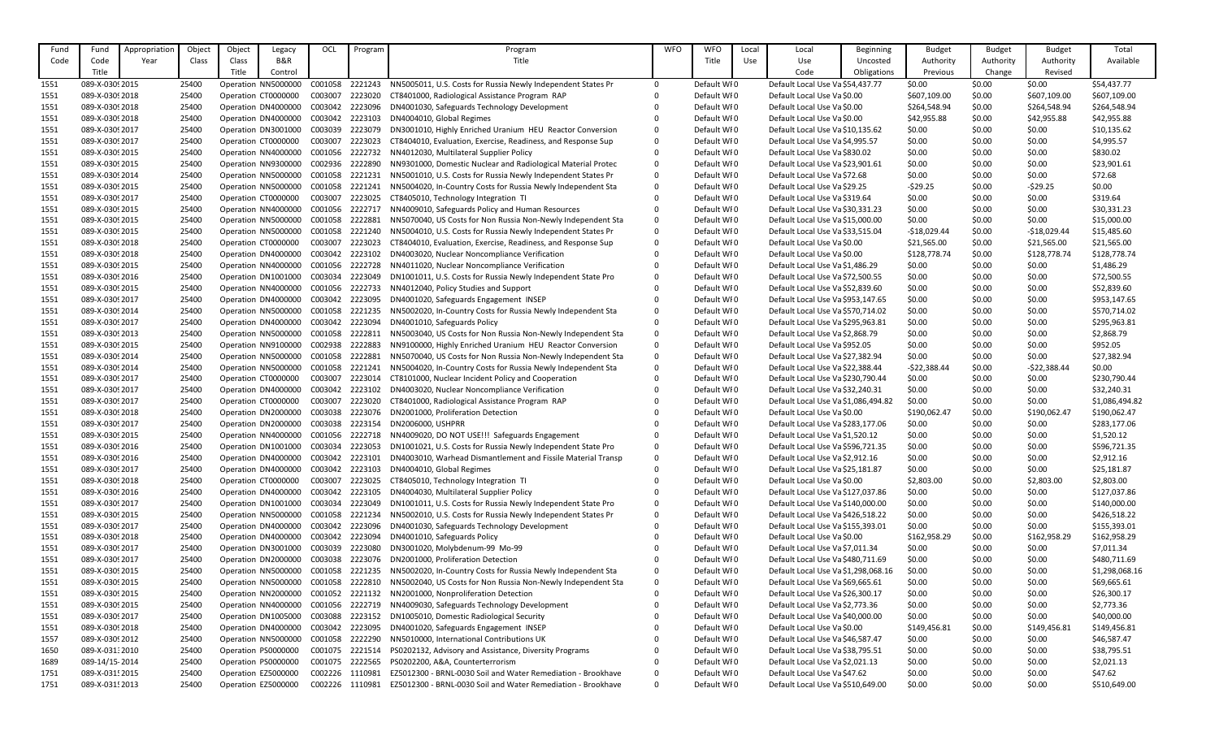| Fund Code | Fund Code Title | Appropriation Year | Object Class | Object Class Title | Legacy B&R Control | OCL | Program | Program Title | WFO | WFO Title | Local Use | Local Use Code | Beginning Uncosted Obligations | Budget Authority Previous | Budget Authority Change | Budget Authority Revised | Total Available |
|---|---|---|---|---|---|---|---|---|---|---|---|---|---|---|---|---|---|
| 1551 | 089-X-0309 | 2015 | 25400 | Operation | NN5000000 | C001058 | 2221243 | NN5005011, U.S. Costs for Russia Newly Independent States Pr | 0 | Default WFO | 0 | Default Local Use Va | $54,437.77 | $0.00 | $0.00 | $0.00 | $54,437.77 |
| 1551 | 089-X-0309 | 2018 | 25400 | Operation | CT0000000 | C003007 | 2223020 | CT8401000, Radiological Assistance Program RAP | 0 | Default WFO | 0 | Default Local Use Va | $0.00 | $607,109.00 | $0.00 | $607,109.00 | $607,109.00 |
| 1551 | 089-X-0309 | 2018 | 25400 | Operation | DN4000000 | C003042 | 2223096 | DN4001030, Safeguards Technology Development | 0 | Default WFO | 0 | Default Local Use Va | $0.00 | $264,548.94 | $0.00 | $264,548.94 | $264,548.94 |
| 1551 | 089-X-0309 | 2018 | 25400 | Operation | DN4000000 | C003042 | 2223103 | DN4004010, Global Regimes | 0 | Default WFO | 0 | Default Local Use Va | $0.00 | $42,955.88 | $0.00 | $42,955.88 | $42,955.88 |
| 1551 | 089-X-0309 | 2017 | 25400 | Operation | DN3001000 | C003039 | 2223079 | DN3001010, Highly Enriched Uranium HEU Reactor Conversion | 0 | Default WFO | 0 | Default Local Use Va | $10,135.62 | $0.00 | $0.00 | $0.00 | $10,135.62 |
| 1551 | 089-X-0309 | 2017 | 25400 | Operation | CT0000000 | C003007 | 2223023 | CT8404010, Evaluation, Exercise, Readiness, and Response Sup | 0 | Default WFO | 0 | Default Local Use Va | $4,995.57 | $0.00 | $0.00 | $0.00 | $4,995.57 |
| 1551 | 089-X-0309 | 2015 | 25400 | Operation | NN4000000 | C001056 | 2222732 | NN4012030, Multilateral Supplier Policy | 0 | Default WFO | 0 | Default Local Use Va | $830.02 | $0.00 | $0.00 | $0.00 | $830.02 |
| 1551 | 089-X-0309 | 2015 | 25400 | Operation | NN9300000 | C002936 | 2222890 | NN9301000, Domestic Nuclear and Radiological Material Protec | 0 | Default WFO | 0 | Default Local Use Va | $23,901.61 | $0.00 | $0.00 | $0.00 | $23,901.61 |
| 1551 | 089-X-0309 | 2014 | 25400 | Operation | NN5000000 | C001058 | 2221231 | NN5001010, U.S. Costs for Russia Newly Independent States Pr | 0 | Default WFO | 0 | Default Local Use Va | $72.68 | $0.00 | $0.00 | $0.00 | $72.68 |
| 1551 | 089-X-0309 | 2015 | 25400 | Operation | NN5000000 | C001058 | 2221241 | NN5004020, In-Country Costs for Russia Newly Independent Sta | 0 | Default WFO | 0 | Default Local Use Va | $29.25 | -$29.25 | $0.00 | -$29.25 | $0.00 |
| 1551 | 089-X-0309 | 2017 | 25400 | Operation | CT0000000 | C003007 | 2223025 | CT8405010, Technology Integration TI | 0 | Default WFO | 0 | Default Local Use Va | $319.64 | $0.00 | $0.00 | $0.00 | $319.64 |
| 1551 | 089-X-0309 | 2015 | 25400 | Operation | NN4000000 | C001056 | 2222717 | NN4009010, Safeguards Policy and Human Resources | 0 | Default WFO | 0 | Default Local Use Va | $30,331.23 | $0.00 | $0.00 | $0.00 | $30,331.23 |
| 1551 | 089-X-0309 | 2015 | 25400 | Operation | NN5000000 | C001058 | 2222881 | NN5070040, US Costs for Non Russia Non-Newly Independent Sta | 0 | Default WFO | 0 | Default Local Use Va | $15,000.00 | $0.00 | $0.00 | $0.00 | $15,000.00 |
| 1551 | 089-X-0309 | 2015 | 25400 | Operation | NN5000000 | C001058 | 2221240 | NN5004010, U.S. Costs for Russia Newly Independent States Pr | 0 | Default WFO | 0 | Default Local Use Va | $33,515.04 | -$18,029.44 | $0.00 | -$18,029.44 | $15,485.60 |
| 1551 | 089-X-0309 | 2018 | 25400 | Operation | CT0000000 | C003007 | 2223023 | CT8404010, Evaluation, Exercise, Readiness, and Response Sup | 0 | Default WFO | 0 | Default Local Use Va | $0.00 | $21,565.00 | $0.00 | $21,565.00 | $21,565.00 |
| 1551 | 089-X-0309 | 2018 | 25400 | Operation | DN4000000 | C003042 | 2223102 | DN4003020, Nuclear Noncompliance Verification | 0 | Default WFO | 0 | Default Local Use Va | $0.00 | $128,778.74 | $0.00 | $128,778.74 | $128,778.74 |
| 1551 | 089-X-0309 | 2015 | 25400 | Operation | NN4000000 | C001056 | 2222728 | NN4011020, Nuclear Noncompliance Verification | 0 | Default WFO | 0 | Default Local Use Va | $1,486.29 | $0.00 | $0.00 | $0.00 | $1,486.29 |
| 1551 | 089-X-0309 | 2016 | 25400 | Operation | DN1001000 | C003034 | 2223049 | DN1001011, U.S. Costs for Russia Newly Independent State Pro | 0 | Default WFO | 0 | Default Local Use Va | $72,500.55 | $0.00 | $0.00 | $0.00 | $72,500.55 |
| 1551 | 089-X-0309 | 2015 | 25400 | Operation | NN4000000 | C001056 | 2222733 | NN4012040, Policy Studies and Support | 0 | Default WFO | 0 | Default Local Use Va | $52,839.60 | $0.00 | $0.00 | $0.00 | $52,839.60 |
| 1551 | 089-X-0309 | 2017 | 25400 | Operation | DN4000000 | C003042 | 2223095 | DN4001020, Safeguards Engagement INSEP | 0 | Default WFO | 0 | Default Local Use Va | $953,147.65 | $0.00 | $0.00 | $0.00 | $953,147.65 |
| 1551 | 089-X-0309 | 2014 | 25400 | Operation | NN5000000 | C001058 | 2221235 | NN5002020, In-Country Costs for Russia Newly Independent Sta | 0 | Default WFO | 0 | Default Local Use Va | $570,714.02 | $0.00 | $0.00 | $0.00 | $570,714.02 |
| 1551 | 089-X-0309 | 2017 | 25400 | Operation | DN4000000 | C003042 | 2223094 | DN4001010, Safeguards Policy | 0 | Default WFO | 0 | Default Local Use Va | $295,963.81 | $0.00 | $0.00 | $0.00 | $295,963.81 |
| 1551 | 089-X-0309 | 2013 | 25400 | Operation | NN5000000 | C001058 | 2222811 | NN5003040, US Costs for Non Russia Non-Newly Independent Sta | 0 | Default WFO | 0 | Default Local Use Va | $2,868.79 | $0.00 | $0.00 | $0.00 | $2,868.79 |
| 1551 | 089-X-0309 | 2015 | 25400 | Operation | NN9100000 | C002938 | 2222883 | NN9100000, Highly Enriched Uranium HEU Reactor Conversion | 0 | Default WFO | 0 | Default Local Use Va | $952.05 | $0.00 | $0.00 | $0.00 | $952.05 |
| 1551 | 089-X-0309 | 2014 | 25400 | Operation | NN5000000 | C001058 | 2222881 | NN5070040, US Costs for Non Russia Non-Newly Independent Sta | 0 | Default WFO | 0 | Default Local Use Va | $27,382.94 | $0.00 | $0.00 | $0.00 | $27,382.94 |
| 1551 | 089-X-0309 | 2014 | 25400 | Operation | NN5000000 | C001058 | 2221241 | NN5004020, In-Country Costs for Russia Newly Independent Sta | 0 | Default WFO | 0 | Default Local Use Va | $22,388.44 | -$22,388.44 | $0.00 | -$22,388.44 | $0.00 |
| 1551 | 089-X-0309 | 2017 | 25400 | Operation | CT0000000 | C003007 | 2223014 | CT8101000, Nuclear Incident Policy and Cooperation | 0 | Default WFO | 0 | Default Local Use Va | $230,790.44 | $0.00 | $0.00 | $0.00 | $230,790.44 |
| 1551 | 089-X-0309 | 2017 | 25400 | Operation | DN4000000 | C003042 | 2223102 | DN4003020, Nuclear Noncompliance Verification | 0 | Default WFO | 0 | Default Local Use Va | $32,240.31 | $0.00 | $0.00 | $0.00 | $32,240.31 |
| 1551 | 089-X-0309 | 2017 | 25400 | Operation | CT0000000 | C003007 | 2223020 | CT8401000, Radiological Assistance Program RAP | 0 | Default WFO | 0 | Default Local Use Va | $1,086,494.82 | $0.00 | $0.00 | $0.00 | $1,086,494.82 |
| 1551 | 089-X-0309 | 2018 | 25400 | Operation | DN2000000 | C003038 | 2223076 | DN2001000, Proliferation Detection | 0 | Default WFO | 0 | Default Local Use Va | $0.00 | $190,062.47 | $0.00 | $190,062.47 | $190,062.47 |
| 1551 | 089-X-0309 | 2017 | 25400 | Operation | DN2000000 | C003038 | 2223154 | DN2006000, USHPRR | 0 | Default WFO | 0 | Default Local Use Va | $283,177.06 | $0.00 | $0.00 | $0.00 | $283,177.06 |
| 1551 | 089-X-0309 | 2015 | 25400 | Operation | NN4000000 | C001056 | 2222718 | NN4009020, DO NOT USE!!! Safeguards Engagement | 0 | Default WFO | 0 | Default Local Use Va | $1,520.12 | $0.00 | $0.00 | $0.00 | $1,520.12 |
| 1551 | 089-X-0309 | 2016 | 25400 | Operation | DN1001000 | C003034 | 2223053 | DN1001021, U.S. Costs for Russia Newly Independent State Pro | 0 | Default WFO | 0 | Default Local Use Va | $596,721.35 | $0.00 | $0.00 | $0.00 | $596,721.35 |
| 1551 | 089-X-0309 | 2016 | 25400 | Operation | DN4000000 | C003042 | 2223101 | DN4003010, Warhead Dismantlement and Fissile Material Transp | 0 | Default WFO | 0 | Default Local Use Va | $2,912.16 | $0.00 | $0.00 | $0.00 | $2,912.16 |
| 1551 | 089-X-0309 | 2017 | 25400 | Operation | DN4000000 | C003042 | 2223103 | DN4004010, Global Regimes | 0 | Default WFO | 0 | Default Local Use Va | $25,181.87 | $0.00 | $0.00 | $0.00 | $25,181.87 |
| 1551 | 089-X-0309 | 2018 | 25400 | Operation | CT0000000 | C003007 | 2223025 | CT8405010, Technology Integration TI | 0 | Default WFO | 0 | Default Local Use Va | $0.00 | $2,803.00 | $0.00 | $2,803.00 | $2,803.00 |
| 1551 | 089-X-0309 | 2016 | 25400 | Operation | DN4000000 | C003042 | 2223105 | DN4004030, Multilateral Supplier Policy | 0 | Default WFO | 0 | Default Local Use Va | $127,037.86 | $0.00 | $0.00 | $0.00 | $127,037.86 |
| 1551 | 089-X-0309 | 2017 | 25400 | Operation | DN1001000 | C003034 | 2223049 | DN1001011, U.S. Costs for Russia Newly Independent State Pro | 0 | Default WFO | 0 | Default Local Use Va | $140,000.00 | $0.00 | $0.00 | $0.00 | $140,000.00 |
| 1551 | 089-X-0309 | 2015 | 25400 | Operation | NN5000000 | C001058 | 2221234 | NN5002010, U.S. Costs for Russia Newly Independent States Pr | 0 | Default WFO | 0 | Default Local Use Va | $426,518.22 | $0.00 | $0.00 | $0.00 | $426,518.22 |
| 1551 | 089-X-0309 | 2017 | 25400 | Operation | DN4000000 | C003042 | 2223096 | DN4001030, Safeguards Technology Development | 0 | Default WFO | 0 | Default Local Use Va | $155,393.01 | $0.00 | $0.00 | $0.00 | $155,393.01 |
| 1551 | 089-X-0309 | 2018 | 25400 | Operation | DN4000000 | C003042 | 2223094 | DN4001010, Safeguards Policy | 0 | Default WFO | 0 | Default Local Use Va | $0.00 | $162,958.29 | $0.00 | $162,958.29 | $162,958.29 |
| 1551 | 089-X-0309 | 2017 | 25400 | Operation | DN3001000 | C003039 | 2223080 | DN3001020, Molybdenum-99 Mo-99 | 0 | Default WFO | 0 | Default Local Use Va | $7,011.34 | $0.00 | $0.00 | $0.00 | $7,011.34 |
| 1551 | 089-X-0309 | 2017 | 25400 | Operation | DN2000000 | C003038 | 2223076 | DN2001000, Proliferation Detection | 0 | Default WFO | 0 | Default Local Use Va | $480,711.69 | $0.00 | $0.00 | $0.00 | $480,711.69 |
| 1551 | 089-X-0309 | 2015 | 25400 | Operation | NN5000000 | C001058 | 2221235 | NN5002020, In-Country Costs for Russia Newly Independent Sta | 0 | Default WFO | 0 | Default Local Use Va | $1,298,068.16 | $0.00 | $0.00 | $0.00 | $1,298,068.16 |
| 1551 | 089-X-0309 | 2015 | 25400 | Operation | NN5000000 | C001058 | 2222810 | NN5002040, US Costs for Non Russia Non-Newly Independent Sta | 0 | Default WFO | 0 | Default Local Use Va | $69,665.61 | $0.00 | $0.00 | $0.00 | $69,665.61 |
| 1551 | 089-X-0309 | 2015 | 25400 | Operation | NN2000000 | C001052 | 2221132 | NN2001000, Nonproliferation Detection | 0 | Default WFO | 0 | Default Local Use Va | $26,300.17 | $0.00 | $0.00 | $0.00 | $26,300.17 |
| 1551 | 089-X-0309 | 2015 | 25400 | Operation | NN4000000 | C001056 | 2222719 | NN4009030, Safeguards Technology Development | 0 | Default WFO | 0 | Default Local Use Va | $2,773.36 | $0.00 | $0.00 | $0.00 | $2,773.36 |
| 1551 | 089-X-0309 | 2017 | 25400 | Operation | DN1005000 | C003088 | 2223152 | DN1005010, Domestic Radiological Security | 0 | Default WFO | 0 | Default Local Use Va | $40,000.00 | $0.00 | $0.00 | $0.00 | $40,000.00 |
| 1551 | 089-X-0309 | 2018 | 25400 | Operation | DN4000000 | C003042 | 2223095 | DN4001020, Safeguards Engagement INSEP | 0 | Default WFO | 0 | Default Local Use Va | $0.00 | $149,456.81 | $0.00 | $149,456.81 | $149,456.81 |
| 1557 | 089-X-0309 | 2012 | 25400 | Operation | NN5000000 | C001058 | 2222290 | NN5010000, International Contributions UK | 0 | Default WFO | 0 | Default Local Use Va | $46,587.47 | $0.00 | $0.00 | $0.00 | $46,587.47 |
| 1650 | 089-X-0313 | 2010 | 25400 | Operation | PS0000000 | C001075 | 2221514 | PS0202132, Advisory and Assistance, Diversity Programs | 0 | Default WFO | 0 | Default Local Use Va | $38,795.51 | $0.00 | $0.00 | $0.00 | $38,795.51 |
| 1689 | 089-14/15-2014 | | 25400 | Operation | PS0000000 | C001075 | 2222565 | PS0202200, A&A, Counterterrorism | 0 | Default WFO | 0 | Default Local Use Va | $2,021.13 | $0.00 | $0.00 | $0.00 | $2,021.13 |
| 1751 | 089-X-0315 | 2015 | 25400 | Operation | EZ5000000 | C002226 | 1110981 | EZ5012300 - BRNL-0030 Soil and Water Remediation - Brookhave | 0 | Default WFO | 0 | Default Local Use Va | $47.62 | $0.00 | $0.00 | $0.00 | $47.62 |
| 1751 | 089-X-0315 | 2013 | 25400 | Operation | EZ5000000 | C002226 | 1110981 | EZ5012300 - BRNL-0030 Soil and Water Remediation - Brookhave | 0 | Default WFO | 0 | Default Local Use Va | $510,649.00 | $0.00 | $0.00 | $0.00 | $510,649.00 |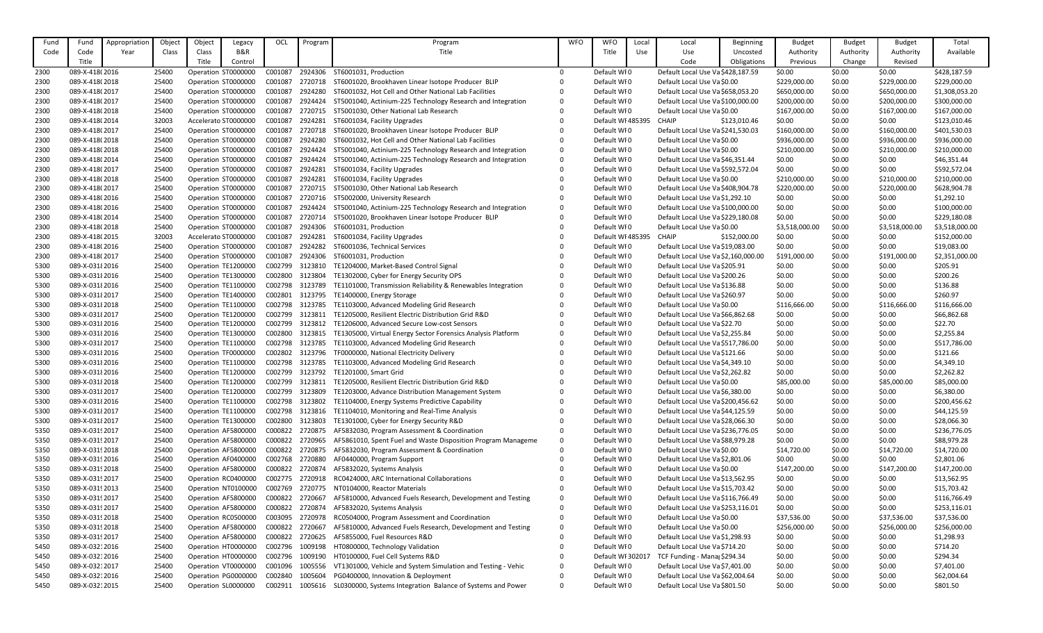| Fund Code | Fund Code Title | Appropriation Year | Object Class | Object Class Title | Legacy B&R Control | OCL | Program | Program Title | WFO | WFO Title | Local Use | Local Use Code | Beginning Uncosted Obligations | Budget Authority Previous | Budget Authority Change | Budget Authority Revised | Total Available |
|---|---|---|---|---|---|---|---|---|---|---|---|---|---|---|---|---|---|
| 2300 | 089-X-418(2016 | | 25400 | Operation | ST0000000 | C001087 | 2924306 | ST6001031, Production | 0 | Default WF0 | | Default Local Use Va | $428,187.59 | $0.00 | $0.00 | $0.00 | $428,187.59 |
| 2300 | 089-X-418(2018 | | 25400 | Operation | ST0000000 | C001087 | 2720718 | ST6001020, Brookhaven Linear Isotope Producer BLIP | 0 | Default WF0 | | Default Local Use Va | $0.00 | $229,000.00 | $0.00 | $229,000.00 | $229,000.00 |
| 2300 | 089-X-418(2017 | | 25400 | Operation | ST0000000 | C001087 | 2924280 | ST6001032, Hot Cell and Other National Lab Facilities | 0 | Default WF0 | | Default Local Use Va | $658,053.20 | $650,000.00 | $0.00 | $650,000.00 | $1,308,053.20 |
| 2300 | 089-X-418(2017 | | 25400 | Operation | ST0000000 | C001087 | 2924424 | ST5001040, Actinium-225 Technology Research and Integration | 0 | Default WF0 | | Default Local Use Va | $100,000.00 | $200,000.00 | $0.00 | $200,000.00 | $300,000.00 |
| 2300 | 089-X-418(2018 | | 25400 | Operation | ST0000000 | C001087 | 2720715 | ST5001030, Other National Lab Research | 0 | Default WF0 | | Default Local Use Va | $0.00 | $167,000.00 | $0.00 | $167,000.00 | $167,000.00 |
| 2300 | 089-X-418(2014 | | 32003 | Accelerato | ST0000000 | C001087 | 2924281 | ST6001034, Facility Upgrades | 0 | Default WF | 485395 | CHAIP | $123,010.46 | $0.00 | $0.00 | $0.00 | $123,010.46 |
| 2300 | 089-X-418(2017 | | 25400 | Operation | ST0000000 | C001087 | 2720718 | ST6001020, Brookhaven Linear Isotope Producer BLIP | 0 | Default WF0 | | Default Local Use Va | $241,530.03 | $160,000.00 | $0.00 | $160,000.00 | $401,530.03 |
| 2300 | 089-X-418(2018 | | 25400 | Operation | ST0000000 | C001087 | 2924280 | ST6001032, Hot Cell and Other National Lab Facilities | 0 | Default WF0 | | Default Local Use Va | $0.00 | $936,000.00 | $0.00 | $936,000.00 | $936,000.00 |
| 2300 | 089-X-418(2018 | | 25400 | Operation | ST0000000 | C001087 | 2924424 | ST5001040, Actinium-225 Technology Research and Integration | 0 | Default WF0 | | Default Local Use Va | $0.00 | $210,000.00 | $0.00 | $210,000.00 | $210,000.00 |
| 2300 | 089-X-418(2014 | | 25400 | Operation | ST0000000 | C001087 | 2924424 | ST5001040, Actinium-225 Technology Research and Integration | 0 | Default WF0 | | Default Local Use Va | $46,351.44 | $0.00 | $0.00 | $0.00 | $46,351.44 |
| 2300 | 089-X-418(2017 | | 25400 | Operation | ST0000000 | C001087 | 2924281 | ST6001034, Facility Upgrades | 0 | Default WF0 | | Default Local Use Va | $592,572.04 | $0.00 | $0.00 | $0.00 | $592,572.04 |
| 2300 | 089-X-418(2018 | | 25400 | Operation | ST0000000 | C001087 | 2924281 | ST6001034, Facility Upgrades | 0 | Default WF0 | | Default Local Use Va | $0.00 | $210,000.00 | $0.00 | $210,000.00 | $210,000.00 |
| 2300 | 089-X-418(2017 | | 25400 | Operation | ST0000000 | C001087 | 2720715 | ST5001030, Other National Lab Research | 0 | Default WF0 | | Default Local Use Va | $408,904.78 | $220,000.00 | $0.00 | $220,000.00 | $628,904.78 |
| 2300 | 089-X-418(2016 | | 25400 | Operation | ST0000000 | C001087 | 2720716 | ST5002000, University Research | 0 | Default WF0 | | Default Local Use Va | $1,292.10 | $0.00 | $0.00 | $0.00 | $1,292.10 |
| 2300 | 089-X-418(2016 | | 25400 | Operation | ST0000000 | C001087 | 2924424 | ST5001040, Actinium-225 Technology Research and Integration | 0 | Default WF0 | | Default Local Use Va | $100,000.00 | $0.00 | $0.00 | $0.00 | $100,000.00 |
| 2300 | 089-X-418(2014 | | 25400 | Operation | ST0000000 | C001087 | 2720714 | ST5001020, Brookhaven Linear Isotope Producer BLIP | 0 | Default WF0 | | Default Local Use Va | $229,180.08 | $0.00 | $0.00 | $0.00 | $229,180.08 |
| 2300 | 089-X-418(2018 | | 25400 | Operation | ST0000000 | C001087 | 2924306 | ST6001031, Production | 0 | Default WF0 | | Default Local Use Va | $0.00 | $3,518,000.00 | $0.00 | $3,518,000.00 | $3,518,000.00 |
| 2300 | 089-X-418(2015 | | 32003 | Accelerato | ST0000000 | C001087 | 2924281 | ST6001034, Facility Upgrades | 0 | Default WF | 485395 | CHAIP | $152,000.00 | $0.00 | $0.00 | $0.00 | $152,000.00 |
| 2300 | 089-X-418(2016 | | 25400 | Operation | ST0000000 | C001087 | 2924282 | ST6001036, Technical Services | 0 | Default WF0 | | Default Local Use Va | $19,083.00 | $0.00 | $0.00 | $0.00 | $19,083.00 |
| 2300 | 089-X-418(2017 | | 25400 | Operation | ST0000000 | C001087 | 2924306 | ST6001031, Production | 0 | Default WF0 | | Default Local Use Va | $2,160,000.00 | $191,000.00 | $0.00 | $191,000.00 | $2,351,000.00 |
| 5300 | 089-X-0318 2016 | | 25400 | Operation | TE1200000 | C002799 | 3123810 | TE1204000, Market-Based Control Signal | 0 | Default WF0 | | Default Local Use Va | $205.91 | $0.00 | $0.00 | $0.00 | $205.91 |
| 5300 | 089-X-0318 2016 | | 25400 | Operation | TE1300000 | C002800 | 3123804 | TE1302000, Cyber for Energy Security OPS | 0 | Default WF0 | | Default Local Use Va | $200.26 | $0.00 | $0.00 | $0.00 | $200.26 |
| 5300 | 089-X-0318 2016 | | 25400 | Operation | TE1100000 | C002798 | 3123789 | TE1101000, Transmission Reliability & Renewables Integration | 0 | Default WF0 | | Default Local Use Va | $136.88 | $0.00 | $0.00 | $0.00 | $136.88 |
| 5300 | 089-X-0318 2017 | | 25400 | Operation | TE1400000 | C002801 | 3123795 | TE1400000, Energy Storage | 0 | Default WF0 | | Default Local Use Va | $260.97 | $0.00 | $0.00 | $0.00 | $260.97 |
| 5300 | 089-X-0318 2018 | | 25400 | Operation | TE1100000 | C002798 | 3123785 | TE1103000, Advanced Modeling Grid Research | 0 | Default WF0 | | Default Local Use Va | $0.00 | $116,666.00 | $0.00 | $116,666.00 | $116,666.00 |
| 5300 | 089-X-0318 2017 | | 25400 | Operation | TE1200000 | C002799 | 3123811 | TE1205000, Resilient Electric Distribution Grid R&D | 0 | Default WF0 | | Default Local Use Va | $66,862.68 | $0.00 | $0.00 | $0.00 | $66,862.68 |
| 5300 | 089-X-0318 2016 | | 25400 | Operation | TE1200000 | C002799 | 3123812 | TE1206000, Advanced Secure Low-cost Sensors | 0 | Default WF0 | | Default Local Use Va | $22.70 | $0.00 | $0.00 | $0.00 | $22.70 |
| 5300 | 089-X-0318 2016 | | 25400 | Operation | TE1300000 | C002800 | 3123815 | TE1305000, Virtual Energy Sector Forensics Analysis Platform | 0 | Default WF0 | | Default Local Use Va | $2,255.84 | $0.00 | $0.00 | $0.00 | $2,255.84 |
| 5300 | 089-X-0318 2017 | | 25400 | Operation | TE1100000 | C002798 | 3123785 | TE1103000, Advanced Modeling Grid Research | 0 | Default WF0 | | Default Local Use Va | $517,786.00 | $0.00 | $0.00 | $0.00 | $517,786.00 |
| 5300 | 089-X-0318 2016 | | 25400 | Operation | TF0000000 | C002802 | 3123796 | TF0000000, National Electricity Delivery | 0 | Default WF0 | | Default Local Use Va | $121.66 | $0.00 | $0.00 | $0.00 | $121.66 |
| 5300 | 089-X-0318 2016 | | 25400 | Operation | TE1100000 | C002798 | 3123785 | TE1103000, Advanced Modeling Grid Research | 0 | Default WF0 | | Default Local Use Va | $4,349.10 | $0.00 | $0.00 | $0.00 | $4,349.10 |
| 5300 | 089-X-0318 2016 | | 25400 | Operation | TE1200000 | C002799 | 3123792 | TE1201000, Smart Grid | 0 | Default WF0 | | Default Local Use Va | $2,262.82 | $0.00 | $0.00 | $0.00 | $2,262.82 |
| 5300 | 089-X-0318 2018 | | 25400 | Operation | TE1200000 | C002799 | 3123811 | TE1205000, Resilient Electric Distribution Grid R&D | 0 | Default WF0 | | Default Local Use Va | $0.00 | $85,000.00 | $0.00 | $85,000.00 | $85,000.00 |
| 5300 | 089-X-0318 2017 | | 25400 | Operation | TE1200000 | C002799 | 3123809 | TE1203000, Advance Distribution Management System | 0 | Default WF0 | | Default Local Use Va | $6,380.00 | $0.00 | $0.00 | $0.00 | $6,380.00 |
| 5300 | 089-X-0318 2016 | | 25400 | Operation | TE1100000 | C002798 | 3123802 | TE1104000, Energy Systems Predictive Capability | 0 | Default WF0 | | Default Local Use Va | $200,456.62 | $0.00 | $0.00 | $0.00 | $200,456.62 |
| 5300 | 089-X-0318 2017 | | 25400 | Operation | TE1100000 | C002798 | 3123816 | TE1104010, Monitoring and Real-Time Analysis | 0 | Default WF0 | | Default Local Use Va | $44,125.59 | $0.00 | $0.00 | $0.00 | $44,125.59 |
| 5300 | 089-X-0318 2017 | | 25400 | Operation | TE1300000 | C002800 | 3123803 | TE1301000, Cyber for Energy Security R&D | 0 | Default WF0 | | Default Local Use Va | $28,066.30 | $0.00 | $0.00 | $0.00 | $28,066.30 |
| 5350 | 089-X-0319 2017 | | 25400 | Operation | AF5800000 | C000822 | 2720875 | AF5832030, Program Assessment & Coordination | 0 | Default WF0 | | Default Local Use Va | $236,776.05 | $0.00 | $0.00 | $0.00 | $236,776.05 |
| 5350 | 089-X-0319 2017 | | 25400 | Operation | AF5800000 | C000822 | 2720965 | AF5861010, Spent Fuel and Waste Disposition Program Manageme | 0 | Default WF0 | | Default Local Use Va | $88,979.28 | $0.00 | $0.00 | $0.00 | $88,979.28 |
| 5350 | 089-X-0319 2018 | | 25400 | Operation | AF5800000 | C000822 | 2720875 | AF5832030, Program Assessment & Coordination | 0 | Default WF0 | | Default Local Use Va | $0.00 | $14,720.00 | $0.00 | $14,720.00 | $14,720.00 |
| 5350 | 089-X-0319 2016 | | 25400 | Operation | AF0400000 | C002768 | 2720880 | AF0440000, Program Support | 0 | Default WF0 | | Default Local Use Va | $2,801.06 | $0.00 | $0.00 | $0.00 | $2,801.06 |
| 5350 | 089-X-0319 2018 | | 25400 | Operation | AF5800000 | C000822 | 2720874 | AF5832020, Systems Analysis | 0 | Default WF0 | | Default Local Use Va | $0.00 | $147,200.00 | $0.00 | $147,200.00 | $147,200.00 |
| 5350 | 089-X-0319 2017 | | 25400 | Operation | RC0400000 | C002775 | 2720918 | RC0424000, ARC International Collaborations | 0 | Default WF0 | | Default Local Use Va | $13,562.95 | $0.00 | $0.00 | $0.00 | $13,562.95 |
| 5350 | 089-X-0319 2013 | | 25400 | Operation | NT0100000 | C002769 | 2720775 | NT0104000, Reactor Materials | 0 | Default WF0 | | Default Local Use Va | $15,703.42 | $0.00 | $0.00 | $0.00 | $15,703.42 |
| 5350 | 089-X-0319 2017 | | 25400 | Operation | AF5800000 | C000822 | 2720667 | AF5810000, Advanced Fuels Research, Development and Testing | 0 | Default WF0 | | Default Local Use Va | $116,766.49 | $0.00 | $0.00 | $0.00 | $116,766.49 |
| 5350 | 089-X-0319 2017 | | 25400 | Operation | AF5800000 | C000822 | 2720874 | AF5832020, Systems Analysis | 0 | Default WF0 | | Default Local Use Va | $253,116.01 | $0.00 | $0.00 | $0.00 | $253,116.01 |
| 5350 | 089-X-0319 2018 | | 25400 | Operation | RC0500000 | C003095 | 2720978 | RC0504000, Program Assessment and Coordination | 0 | Default WF0 | | Default Local Use Va | $0.00 | $37,536.00 | $0.00 | $37,536.00 | $37,536.00 |
| 5350 | 089-X-0319 2018 | | 25400 | Operation | AF5800000 | C000822 | 2720667 | AF5810000, Advanced Fuels Research, Development and Testing | 0 | Default WF0 | | Default Local Use Va | $0.00 | $256,000.00 | $0.00 | $256,000.00 | $256,000.00 |
| 5350 | 089-X-0319 2017 | | 25400 | Operation | AF5800000 | C000822 | 2720625 | AF5855000, Fuel Resources R&D | 0 | Default WF0 | | Default Local Use Va | $1,298.93 | $0.00 | $0.00 | $0.00 | $1,298.93 |
| 5450 | 089-X-0321 2016 | | 25400 | Operation | HT0000000 | C002796 | 1009198 | HT0800000, Technology Validation | 0 | Default WF0 | | Default Local Use Va | $714.20 | $0.00 | $0.00 | $0.00 | $714.20 |
| 5450 | 089-X-0321 2016 | | 25400 | Operation | HT0000000 | C002796 | 1009190 | HT0100000, Fuel Cell Systems R&D | 0 | Default WF | 302017 | TCF Funding - Mana | $294.34 | $0.00 | $0.00 | $0.00 | $294.34 |
| 5450 | 089-X-0321 2017 | | 25400 | Operation | VT0000000 | C001096 | 1005556 | VT1301000, Vehicle and System Simulation and Testing - Vehic | 0 | Default WF0 | | Default Local Use Va | $7,401.00 | $0.00 | $0.00 | $0.00 | $7,401.00 |
| 5450 | 089-X-0321 2016 | | 25400 | Operation | PG0000000 | C002840 | 1005604 | PG0400000, Innovation & Deployment | 0 | Default WF0 | | Default Local Use Va | $62,004.64 | $0.00 | $0.00 | $0.00 | $62,004.64 |
| 5450 | 089-X-0321 2015 | | 25400 | Operation | SL0000000 | C002911 | 1005616 | SL0300000, Systems Integration Balance of Systems and Power | 0 | Default WF0 | | Default Local Use Va | $801.50 | $0.00 | $0.00 | $0.00 | $801.50 |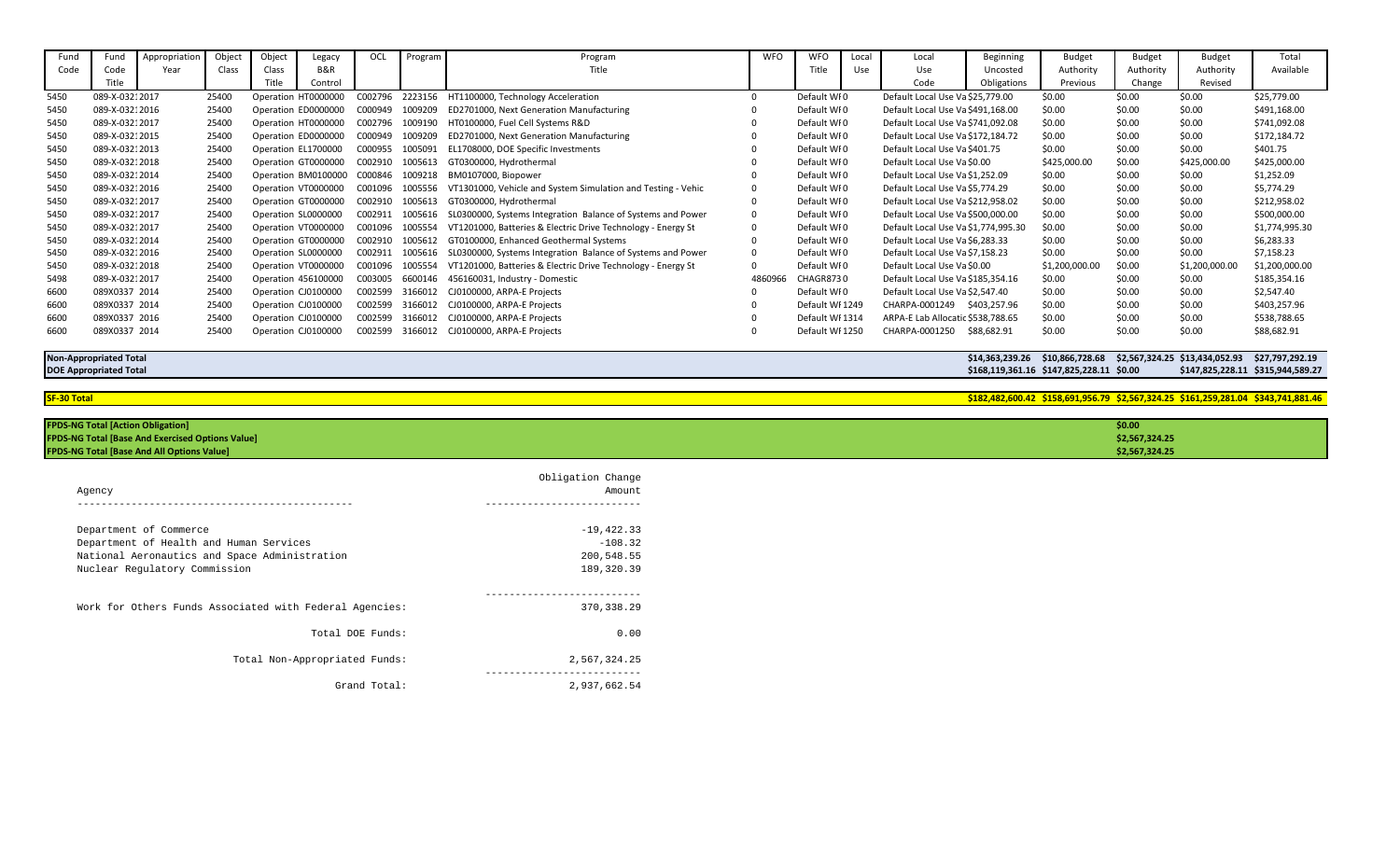| Fund Code | Fund Code Title | Appropriation Year | Object Class | Object Class Title | Legacy B&R Control | OCL | Program | Program Title | WFO | WFO Title | Local Use | Local Use Code | Beginning Uncosted Obligations | Budget Authority Previous | Budget Authority Change | Budget Authority Revised | Total Available |
|---|---|---|---|---|---|---|---|---|---|---|---|---|---|---|---|---|---|
| 5450 | 089-X-0321 | 2017 | 25400 | Operation | HT0000000 | C002796 | 2223156 | HT1100000, Technology Acceleration | 0 | Default WF | 0 | Default Local Use Va | $25,779.00 | $0.00 | $0.00 | $0.00 | $25,779.00 |
| 5450 | 089-X-0321 | 2016 | 25400 | Operation | ED0000000 | C000949 | 1009209 | ED2701000, Next Generation Manufacturing | 0 | Default WF | 0 | Default Local Use Va | $491,168.00 | $0.00 | $0.00 | $0.00 | $491,168.00 |
| 5450 | 089-X-0321 | 2017 | 25400 | Operation | HT0000000 | C002796 | 1009190 | HT0100000, Fuel Cell Systems R&D | 0 | Default WF | 0 | Default Local Use Va | $741,092.08 | $0.00 | $0.00 | $0.00 | $741,092.08 |
| 5450 | 089-X-0321 | 2015 | 25400 | Operation | ED0000000 | C000949 | 1009209 | ED2701000, Next Generation Manufacturing | 0 | Default WF | 0 | Default Local Use Va | $172,184.72 | $0.00 | $0.00 | $0.00 | $172,184.72 |
| 5450 | 089-X-0321 | 2013 | 25400 | Operation | EL1700000 | C000955 | 1005091 | EL1708000, DOE Specific Investments | 0 | Default WF | 0 | Default Local Use Va | $401.75 | $0.00 | $0.00 | $0.00 | $401.75 |
| 5450 | 089-X-0321 | 2018 | 25400 | Operation | GT0000000 | C002910 | 1005613 | GT0300000, Hydrothermal | 0 | Default WF | 0 | Default Local Use Va | $0.00 | $425,000.00 | $0.00 | $425,000.00 | $425,000.00 |
| 5450 | 089-X-0321 | 2014 | 25400 | Operation | BM0100000 | C000846 | 1009218 | BM0107000, Biopower | 0 | Default WF | 0 | Default Local Use Va | $1,252.09 | $0.00 | $0.00 | $0.00 | $1,252.09 |
| 5450 | 089-X-0321 | 2016 | 25400 | Operation | VT0000000 | C001096 | 1005556 | VT1301000, Vehicle and System Simulation and Testing - Vehic | 0 | Default WF | 0 | Default Local Use Va | $5,774.29 | $0.00 | $0.00 | $0.00 | $5,774.29 |
| 5450 | 089-X-0321 | 2017 | 25400 | Operation | GT0000000 | C002910 | 1005613 | GT0300000, Hydrothermal | 0 | Default WF | 0 | Default Local Use Va | $212,958.02 | $0.00 | $0.00 | $0.00 | $212,958.02 |
| 5450 | 089-X-0321 | 2017 | 25400 | Operation | SL0000000 | C002911 | 1005616 | SL0300000, Systems Integration Balance of Systems and Power | 0 | Default WF | 0 | Default Local Use Va | $500,000.00 | $0.00 | $0.00 | $0.00 | $500,000.00 |
| 5450 | 089-X-0321 | 2017 | 25400 | Operation | VT0000000 | C001096 | 1005554 | VT1201000, Batteries & Electric Drive Technology - Energy St | 0 | Default WF | 0 | Default Local Use Va | $1,774,995.30 | $0.00 | $0.00 | $0.00 | $1,774,995.30 |
| 5450 | 089-X-0321 | 2014 | 25400 | Operation | GT0000000 | C002910 | 1005612 | GT0100000, Enhanced Geothermal Systems | 0 | Default WF | 0 | Default Local Use Va | $6,283.33 | $0.00 | $0.00 | $0.00 | $6,283.33 |
| 5450 | 089-X-0321 | 2016 | 25400 | Operation | SL0000000 | C002911 | 1005616 | SL0300000, Systems Integration Balance of Systems and Power | 0 | Default WF | 0 | Default Local Use Va | $7,158.23 | $0.00 | $0.00 | $0.00 | $7,158.23 |
| 5450 | 089-X-0321 | 2018 | 25400 | Operation | VT0000000 | C001096 | 1005554 | VT1201000, Batteries & Electric Drive Technology - Energy St | 0 | Default WF | 0 | Default Local Use Va | $0.00 | $1,200,000.00 | $0.00 | $1,200,000.00 | $1,200,000.00 |
| 5498 | 089-X-0321 | 2017 | 25400 | Operation | 456100000 | C003005 | 6600146 | 456160031, Industry - Domestic | 4860966 | CHAGR873 | 0 | Default Local Use Va | $185,354.16 | $0.00 | $0.00 | $0.00 | $185,354.16 |
| 6600 | 089X0337 | 2014 | 25400 | Operation | CJ0100000 | C002599 | 3166012 | CJ0100000, ARPA-E Projects | 0 | Default WF | 0 | Default Local Use Va | $2,547.40 | $0.00 | $0.00 | $0.00 | $2,547.40 |
| 6600 | 089X0337 | 2014 | 25400 | Operation | CJ0100000 | C002599 | 3166012 | CJ0100000, ARPA-E Projects | 0 | Default WF | 1249 | CHARPA-0001249 | $403,257.96 | $0.00 | $0.00 | $0.00 | $403,257.96 |
| 6600 | 089X0337 | 2016 | 25400 | Operation | CJ0100000 | C002599 | 3166012 | CJ0100000, ARPA-E Projects | 0 | Default WF | 1314 | ARPA-E Lab Allocatio | $538,788.65 | $0.00 | $0.00 | $0.00 | $538,788.65 |
| 6600 | 089X0337 | 2014 | 25400 | Operation | CJ0100000 | C002599 | 3166012 | CJ0100000, ARPA-E Projects | 0 | Default WF | 1250 | CHARPA-0001250 | $88,682.91 | $0.00 | $0.00 | $0.00 | $88,682.91 |
| **Non-Appropriated Total** | | | | | | | | | | | | | $14,363,239.26 | $10,866,728.68 | $2,567,324.25 | $13,434,052.93 | $27,797,292.19 |
| **DOE Appropriated Total** | | | | | | | | | | | | | $168,119,361.16 | $147,825,228.11 | $0.00 | $147,825,228.11 | $315,944,589.27 |
| **SF-30 Total** | | | | | | | | | | | | | $182,482,600.42 | $158,691,956.79 | $2,567,324.25 | $161,259,281.04 | $343,741,881.46 |

| | |
|---|---|
| **FPDS-NG Total [Action Obligation]** | $0.00 |
| **FPDS-NG Total [Base And Exercised Options Value]** | $2,567,324.25 |
| **FPDS-NG Total [Base And All Options Value]** | $2,567,324.25 |

| Agency | Obligation Change Amount |
|---|---|
| Department of Commerce | -19,422.33 |
| Department of Health and Human Services | -108.32 |
| National Aeronautics and Space Administration | 200,548.55 |
| Nuclear Regulatory Commission | 189,320.39 |
| Work for Others Funds Associated with Federal Agencies: | 370,338.29 |
| Total DOE Funds: | 0.00 |
| Total Non-Appropriated Funds: | 2,567,324.25 |
| Grand Total: | 2,937,662.54 |